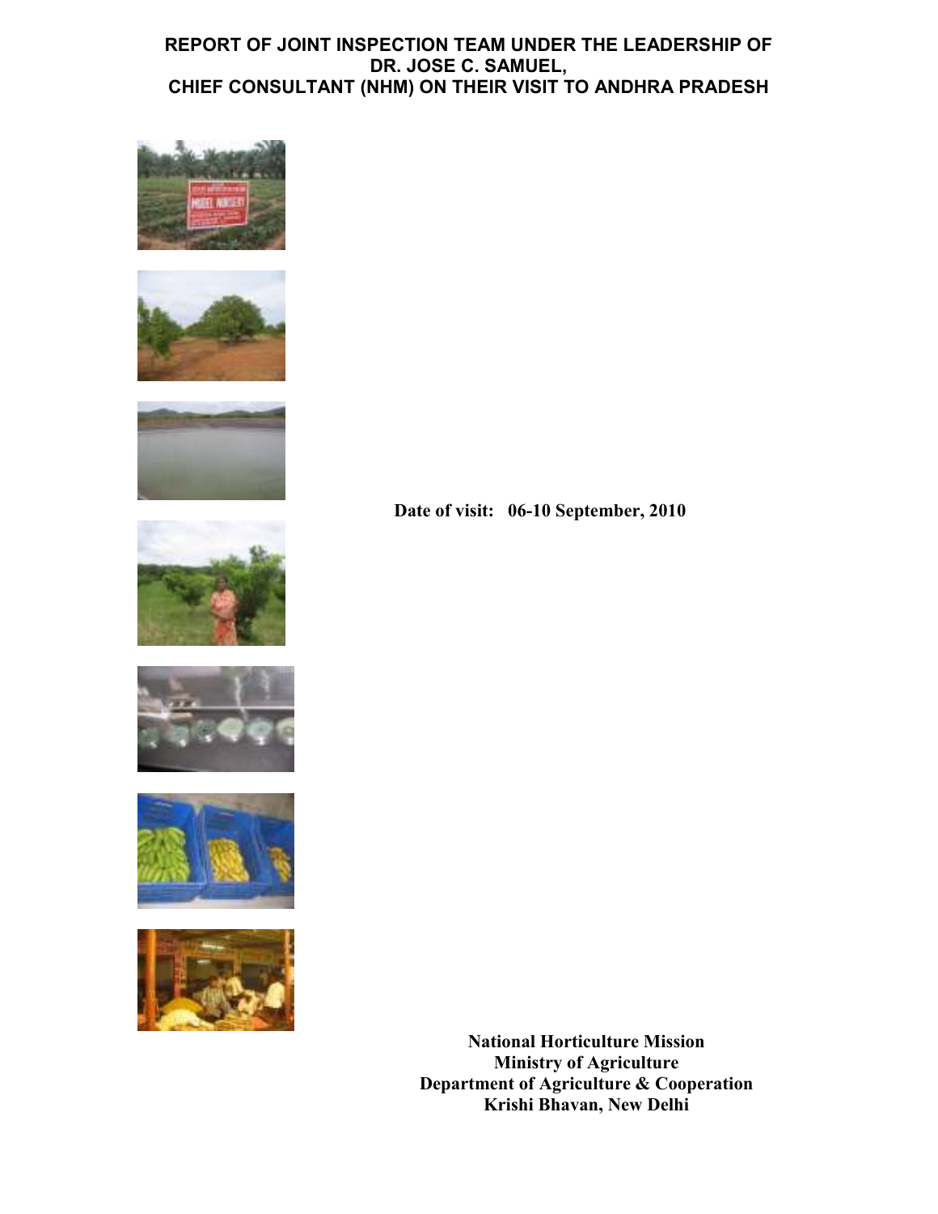# REPORT OF JOINT INSPECTION TEAM UNDER THE LEADERSHIP OF DR. JOSE C. SAMUEL, CHIEF CONSULTANT (NHM) ON THEIR VISIT TO ANDHRA PRADESH

**Date of visit: 06-10 September, 2010**

**National Horticulture Mission**
**Ministry of Agriculture**
**Department of Agriculture & Cooperation**
**Krishi Bhavan, New Delhi**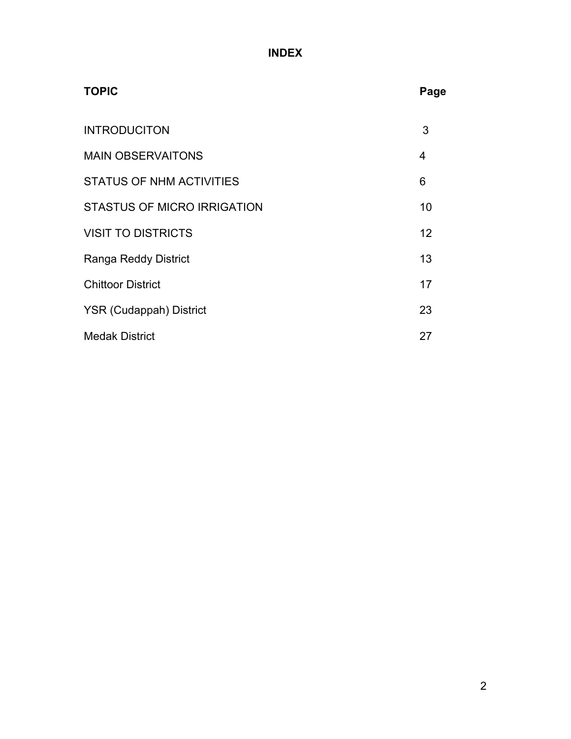# INDEX

| TOPIC | Page |
|---|---|
| INTRODUCITON | 3 |
| MAIN OBSERVAITONS | 4 |
| STATUS OF NHM ACTIVITIES | 6 |
| STASTUS OF MICRO IRRIGATION | 10 |
| VISIT TO DISTRICTS | 12 |
| Ranga Reddy District | 13 |
| Chittoor District | 17 |
| YSR (Cudappah) District | 23 |
| Medak District | 27 |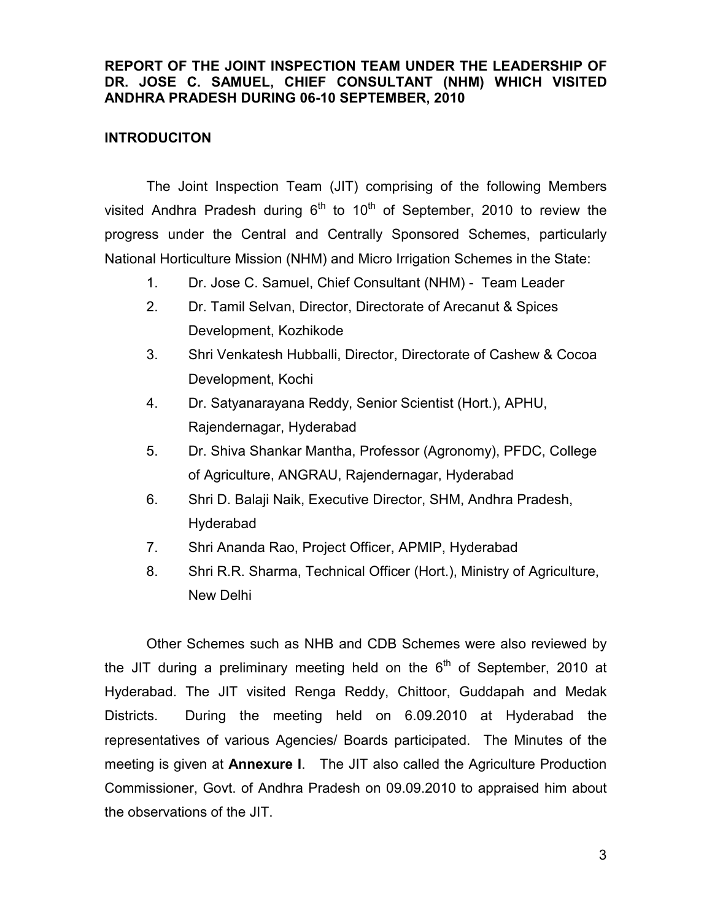**REPORT OF THE JOINT INSPECTION TEAM UNDER THE LEADERSHIP OF DR. JOSE C. SAMUEL, CHIEF CONSULTANT (NHM) WHICH VISITED ANDHRA PRADESH DURING 06-10 SEPTEMBER, 2010**

## INTRODUCITON

The Joint Inspection Team (JIT) comprising of the following Members visited Andhra Pradesh during 6th to 10th of September, 2010 to review the progress under the Central and Centrally Sponsored Schemes, particularly National Horticulture Mission (NHM) and Micro Irrigation Schemes in the State:

1. Dr. Jose C. Samuel, Chief Consultant (NHM) - Team Leader
2. Dr. Tamil Selvan, Director, Directorate of Arecanut & Spices Development, Kozhikode
3. Shri Venkatesh Hubballi, Director, Directorate of Cashew & Cocoa Development, Kochi
4. Dr. Satyanarayana Reddy, Senior Scientist (Hort.), APHU, Rajendernagar, Hyderabad
5. Dr. Shiva Shankar Mantha, Professor (Agronomy), PFDC, College of Agriculture, ANGRAU, Rajendernagar, Hyderabad
6. Shri D. Balaji Naik, Executive Director, SHM, Andhra Pradesh, Hyderabad
7. Shri Ananda Rao, Project Officer, APMIP, Hyderabad
8. Shri R.R. Sharma, Technical Officer (Hort.), Ministry of Agriculture, New Delhi

Other Schemes such as NHB and CDB Schemes were also reviewed by the JIT during a preliminary meeting held on the 6th of September, 2010 at Hyderabad. The JIT visited Renga Reddy, Chittoor, Guddapah and Medak Districts. During the meeting held on 6.09.2010 at Hyderabad the representatives of various Agencies/ Boards participated. The Minutes of the meeting is given at **Annexure I**. The JIT also called the Agriculture Production Commissioner, Govt. of Andhra Pradesh on 09.09.2010 to appraised him about the observations of the JIT.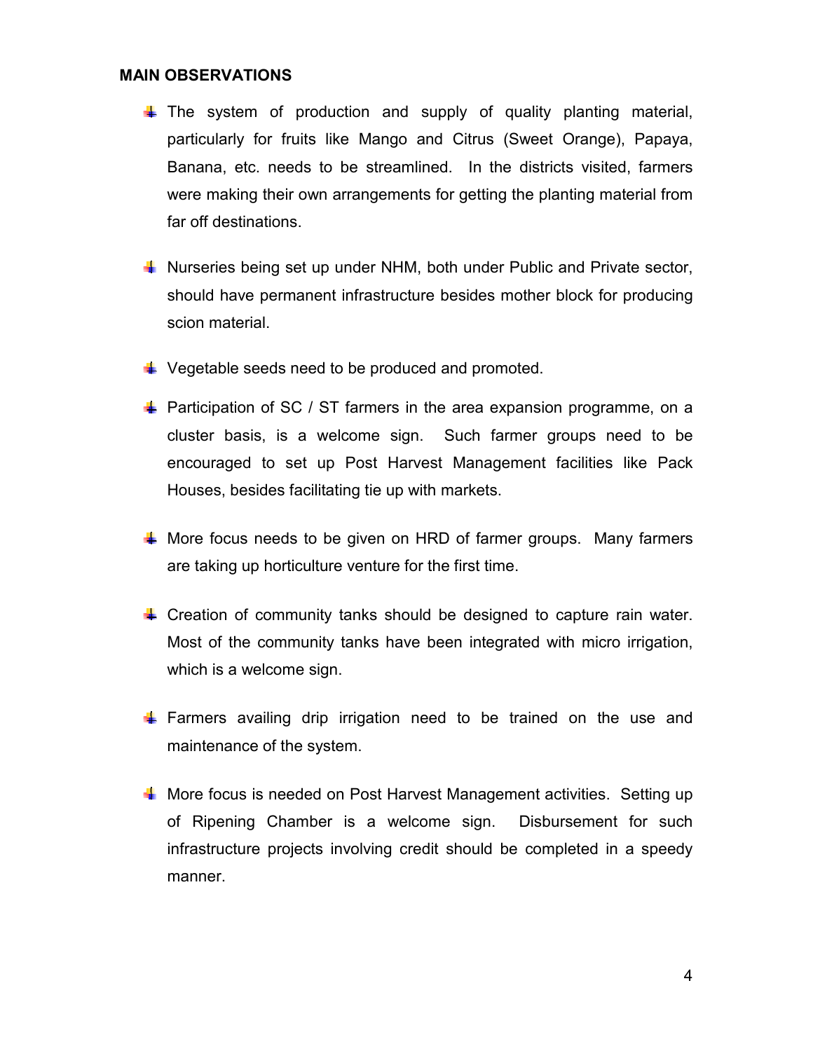**MAIN OBSERVATIONS**

- The system of production and supply of quality planting material, particularly for fruits like Mango and Citrus (Sweet Orange), Papaya, Banana, etc. needs to be streamlined. In the districts visited, farmers were making their own arrangements for getting the planting material from far off destinations.

- Nurseries being set up under NHM, both under Public and Private sector, should have permanent infrastructure besides mother block for producing scion material.

- Vegetable seeds need to be produced and promoted.

- Participation of SC / ST farmers in the area expansion programme, on a cluster basis, is a welcome sign. Such farmer groups need to be encouraged to set up Post Harvest Management facilities like Pack Houses, besides facilitating tie up with markets.

- More focus needs to be given on HRD of farmer groups. Many farmers are taking up horticulture venture for the first time.

- Creation of community tanks should be designed to capture rain water. Most of the community tanks have been integrated with micro irrigation, which is a welcome sign.

- Farmers availing drip irrigation need to be trained on the use and maintenance of the system.

- More focus is needed on Post Harvest Management activities. Setting up of Ripening Chamber is a welcome sign. Disbursement for such infrastructure projects involving credit should be completed in a speedy manner.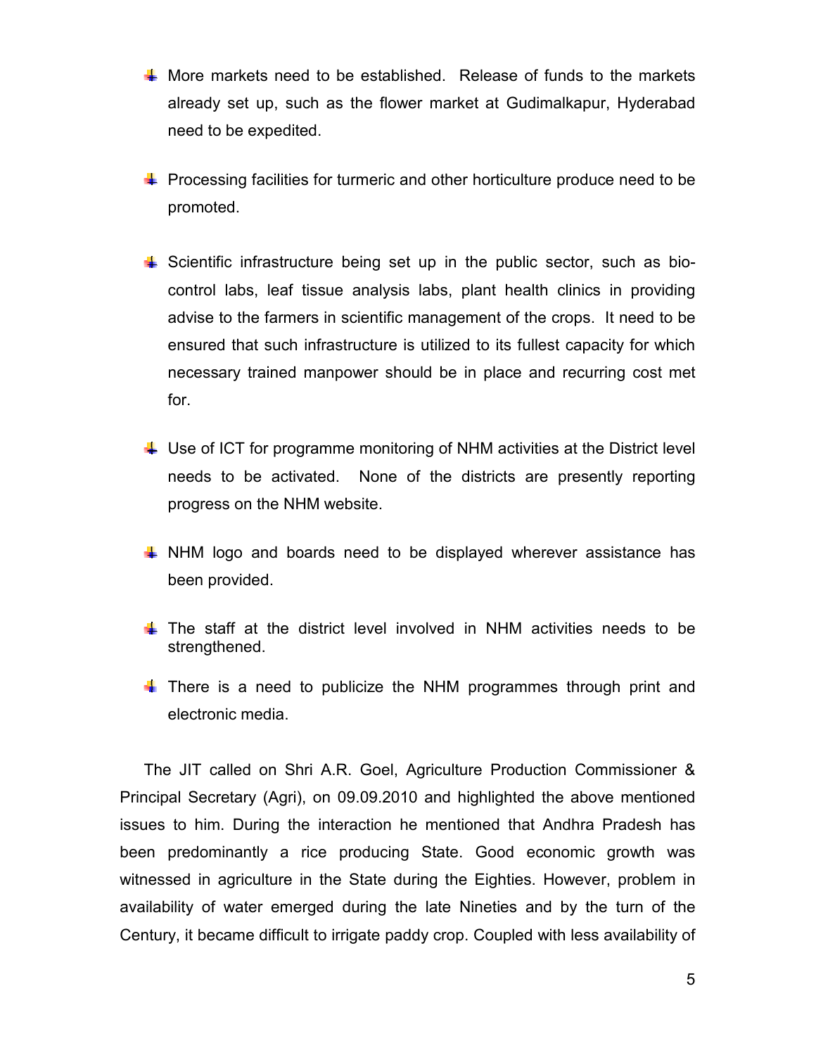- More markets need to be established. Release of funds to the markets already set up, such as the flower market at Gudimalkapur, Hyderabad need to be expedited.

- Processing facilities for turmeric and other horticulture produce need to be promoted.

- Scientific infrastructure being set up in the public sector, such as bio-control labs, leaf tissue analysis labs, plant health clinics in providing advise to the farmers in scientific management of the crops. It need to be ensured that such infrastructure is utilized to its fullest capacity for which necessary trained manpower should be in place and recurring cost met for.

- Use of ICT for programme monitoring of NHM activities at the District level needs to be activated. None of the districts are presently reporting progress on the NHM website.

- NHM logo and boards need to be displayed wherever assistance has been provided.

- The staff at the district level involved in NHM activities needs to be strengthened.

- There is a need to publicize the NHM programmes through print and electronic media.

The JIT called on Shri A.R. Goel, Agriculture Production Commissioner & Principal Secretary (Agri), on 09.09.2010 and highlighted the above mentioned issues to him. During the interaction he mentioned that Andhra Pradesh has been predominantly a rice producing State. Good economic growth was witnessed in agriculture in the State during the Eighties. However, problem in availability of water emerged during the late Nineties and by the turn of the Century, it became difficult to irrigate paddy crop. Coupled with less availability of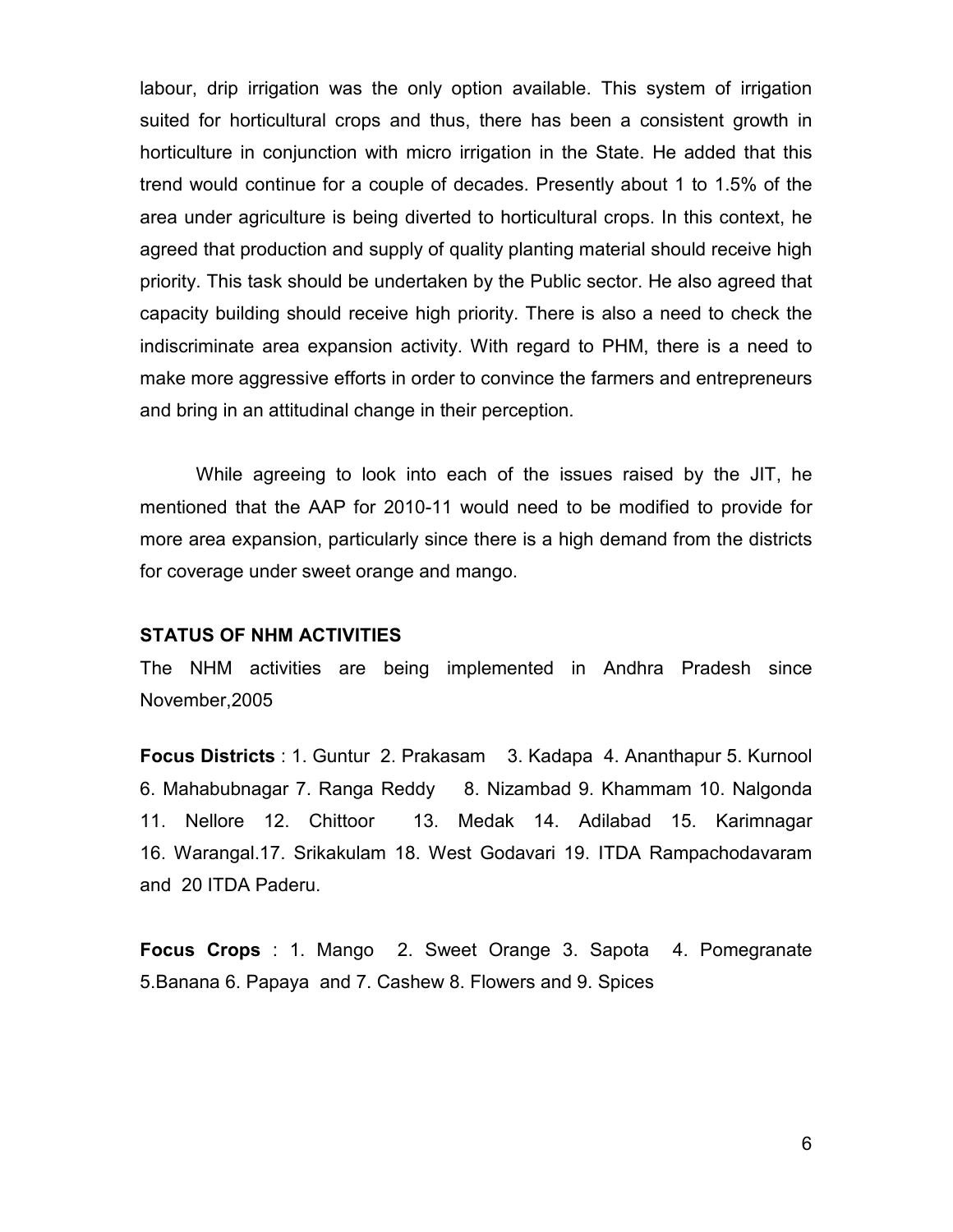labour, drip irrigation was the only option available. This system of irrigation suited for horticultural crops and thus, there has been a consistent growth in horticulture in conjunction with micro irrigation in the State. He added that this trend would continue for a couple of decades. Presently about 1 to 1.5% of the area under agriculture is being diverted to horticultural crops. In this context, he agreed that production and supply of quality planting material should receive high priority. This task should be undertaken by the Public sector. He also agreed that capacity building should receive high priority. There is also a need to check the indiscriminate area expansion activity. With regard to PHM, there is a need to make more aggressive efforts in order to convince the farmers and entrepreneurs and bring in an attitudinal change in their perception.

While agreeing to look into each of the issues raised by the JIT, he mentioned that the AAP for 2010-11 would need to be modified to provide for more area expansion, particularly since there is a high demand from the districts for coverage under sweet orange and mango.

**STATUS OF NHM ACTIVITIES**

The NHM activities are being implemented in Andhra Pradesh since November,2005

**Focus Districts** : 1. Guntur 2. Prakasam 3. Kadapa 4. Ananthapur 5. Kurnool 6. Mahabubnagar 7. Ranga Reddy 8. Nizambad 9. Khammam 10. Nalgonda 11. Nellore 12. Chittoor 13. Medak 14. Adilabad 15. Karimnagar 16. Warangal.17. Srikakulam 18. West Godavari 19. ITDA Rampachodavaram and 20 ITDA Paderu.

**Focus Crops** : 1. Mango 2. Sweet Orange 3. Sapota 4. Pomegranate 5.Banana 6. Papaya and 7. Cashew 8. Flowers and 9. Spices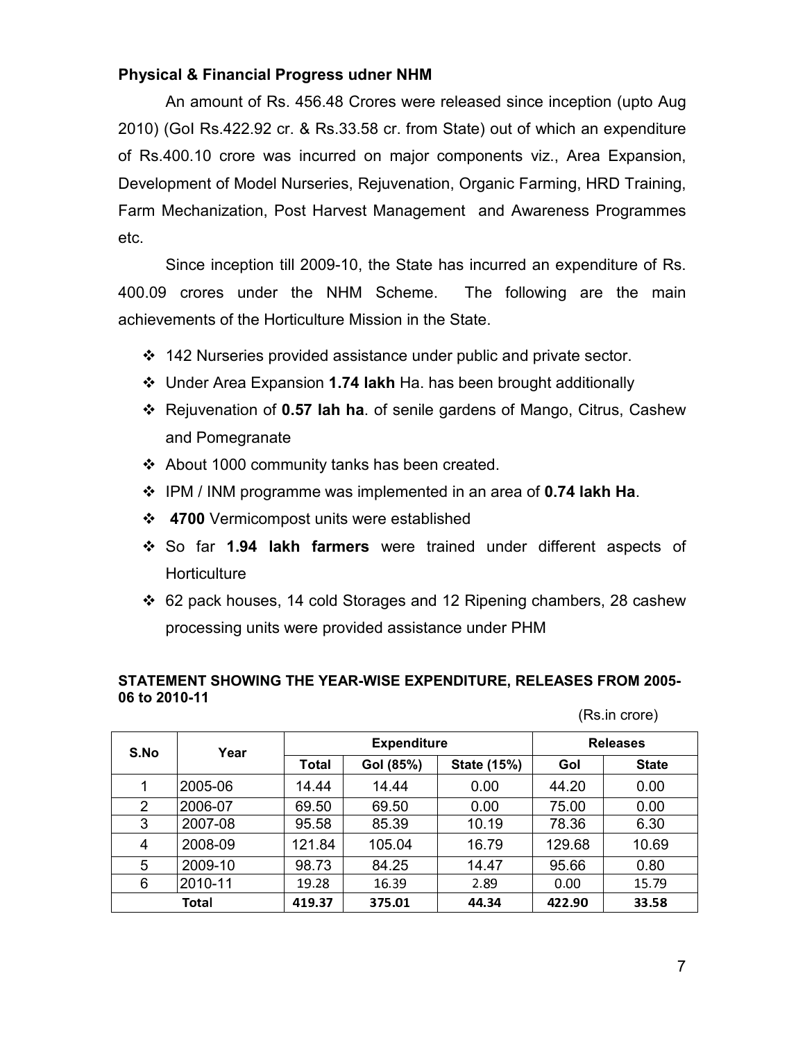### Physical & Financial Progress udner NHM

An amount of Rs. 456.48 Crores were released since inception (upto Aug 2010) (GoI Rs.422.92 cr. & Rs.33.58 cr. from State) out of which an expenditure of Rs.400.10 crore was incurred on major components viz., Area Expansion, Development of Model Nurseries, Rejuvenation, Organic Farming, HRD Training, Farm Mechanization, Post Harvest Management and Awareness Programmes etc.

Since inception till 2009-10, the State has incurred an expenditure of Rs. 400.09 crores under the NHM Scheme. The following are the main achievements of the Horticulture Mission in the State.

- 142 Nurseries provided assistance under public and private sector.
- Under Area Expansion **1.74 lakh** Ha. has been brought additionally
- Rejuvenation of **0.57 lah ha**. of senile gardens of Mango, Citrus, Cashew and Pomegranate
- About 1000 community tanks has been created.
- IPM / INM programme was implemented in an area of **0.74 lakh Ha**.
- **4700** Vermicompost units were established
- So far **1.94 lakh farmers** were trained under different aspects of Horticulture
- 62 pack houses, 14 cold Storages and 12 Ripening chambers, 28 cashew processing units were provided assistance under PHM

**STATEMENT SHOWING THE YEAR-WISE EXPENDITURE, RELEASES FROM 2005-06 to 2010-11**

(Rs.in crore)

| S.No | Year | Expenditure | | | Releases | |
|---|---|---|---|---|---|---|
| | | Total | GoI (85%) | State (15%) | GoI | State |
| 1 | 2005-06 | 14.44 | 14.44 | 0.00 | 44.20 | 0.00 |
| 2 | 2006-07 | 69.50 | 69.50 | 0.00 | 75.00 | 0.00 |
| 3 | 2007-08 | 95.58 | 85.39 | 10.19 | 78.36 | 6.30 |
| 4 | 2008-09 | 121.84 | 105.04 | 16.79 | 129.68 | 10.69 |
| 5 | 2009-10 | 98.73 | 84.25 | 14.47 | 95.66 | 0.80 |
| 6 | 2010-11 | 19.28 | 16.39 | 2.89 | 0.00 | 15.79 |
| Total | | 419.37 | 375.01 | 44.34 | 422.90 | 33.58 |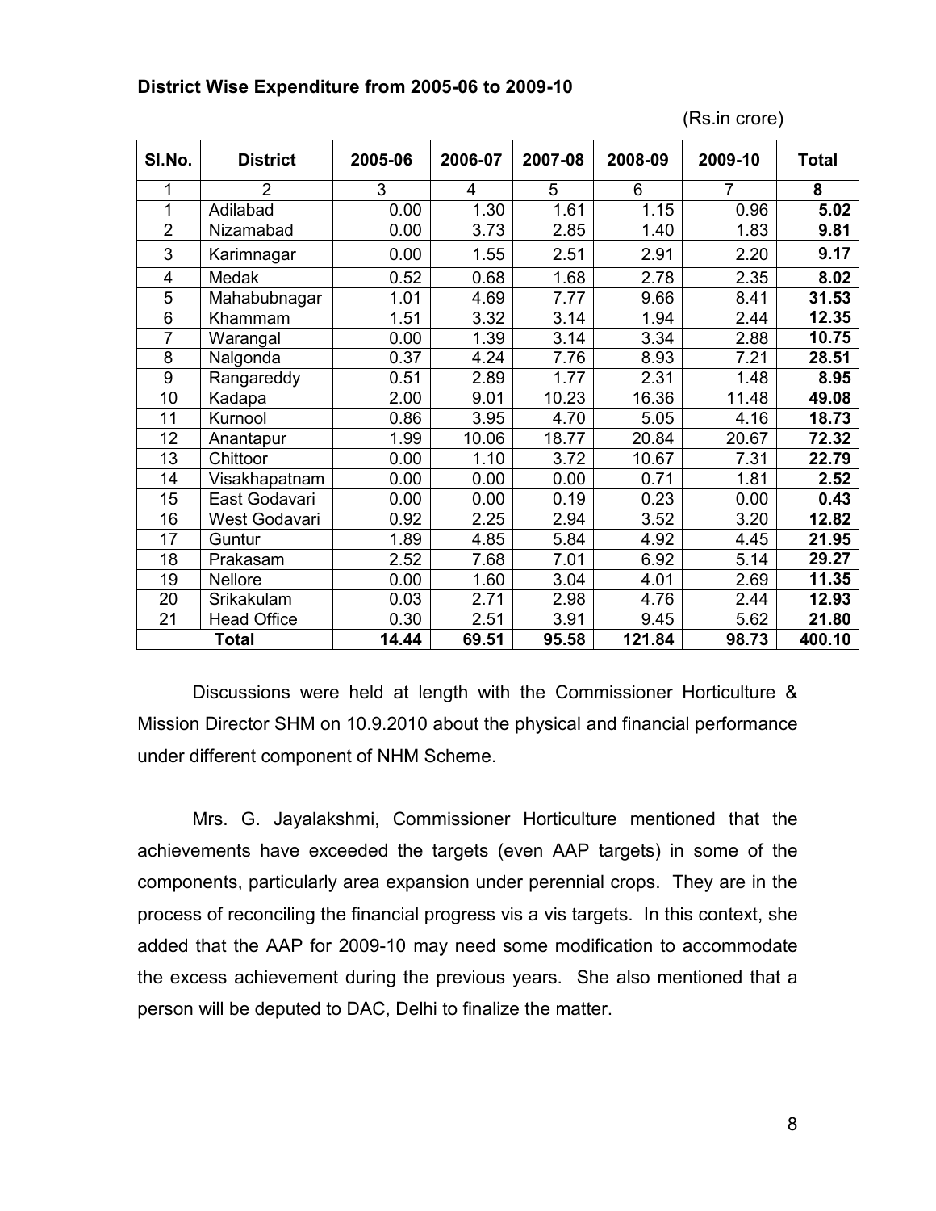**District Wise Expenditure from 2005-06 to 2009-10**

(Rs.in crore)

| Sl.No. | District | 2005-06 | 2006-07 | 2007-08 | 2008-09 | 2009-10 | Total |
|---|---|---|---|---|---|---|---|
| 1 | 2 | 3 | 4 | 5 | 6 | 7 | 8 |
| 1 | Adilabad | 0.00 | 1.30 | 1.61 | 1.15 | 0.96 | **5.02** |
| 2 | Nizamabad | 0.00 | 3.73 | 2.85 | 1.40 | 1.83 | **9.81** |
| 3 | Karimnagar | 0.00 | 1.55 | 2.51 | 2.91 | 2.20 | **9.17** |
| 4 | Medak | 0.52 | 0.68 | 1.68 | 2.78 | 2.35 | **8.02** |
| 5 | Mahabubnagar | 1.01 | 4.69 | 7.77 | 9.66 | 8.41 | **31.53** |
| 6 | Khammam | 1.51 | 3.32 | 3.14 | 1.94 | 2.44 | **12.35** |
| 7 | Warangal | 0.00 | 1.39 | 3.14 | 3.34 | 2.88 | **10.75** |
| 8 | Nalgonda | 0.37 | 4.24 | 7.76 | 8.93 | 7.21 | **28.51** |
| 9 | Rangareddy | 0.51 | 2.89 | 1.77 | 2.31 | 1.48 | **8.95** |
| 10 | Kadapa | 2.00 | 9.01 | 10.23 | 16.36 | 11.48 | **49.08** |
| 11 | Kurnool | 0.86 | 3.95 | 4.70 | 5.05 | 4.16 | **18.73** |
| 12 | Anantapur | 1.99 | 10.06 | 18.77 | 20.84 | 20.67 | **72.32** |
| 13 | Chittoor | 0.00 | 1.10 | 3.72 | 10.67 | 7.31 | **22.79** |
| 14 | Visakhapatnam | 0.00 | 0.00 | 0.00 | 0.71 | 1.81 | **2.52** |
| 15 | East Godavari | 0.00 | 0.00 | 0.19 | 0.23 | 0.00 | **0.43** |
| 16 | West Godavari | 0.92 | 2.25 | 2.94 | 3.52 | 3.20 | **12.82** |
| 17 | Guntur | 1.89 | 4.85 | 5.84 | 4.92 | 4.45 | **21.95** |
| 18 | Prakasam | 2.52 | 7.68 | 7.01 | 6.92 | 5.14 | **29.27** |
| 19 | Nellore | 0.00 | 1.60 | 3.04 | 4.01 | 2.69 | **11.35** |
| 20 | Srikakulam | 0.03 | 2.71 | 2.98 | 4.76 | 2.44 | **12.93** |
| 21 | Head Office | 0.30 | 2.51 | 3.91 | 9.45 | 5.62 | **21.80** |
| **Total** | | **14.44** | **69.51** | **95.58** | **121.84** | **98.73** | **400.10** |

Discussions were held at length with the Commissioner Horticulture & Mission Director SHM on 10.9.2010 about the physical and financial performance under different component of NHM Scheme.

Mrs. G. Jayalakshmi, Commissioner Horticulture mentioned that the achievements have exceeded the targets (even AAP targets) in some of the components, particularly area expansion under perennial crops. They are in the process of reconciling the financial progress vis a vis targets. In this context, she added that the AAP for 2009-10 may need some modification to accommodate the excess achievement during the previous years. She also mentioned that a person will be deputed to DAC, Delhi to finalize the matter.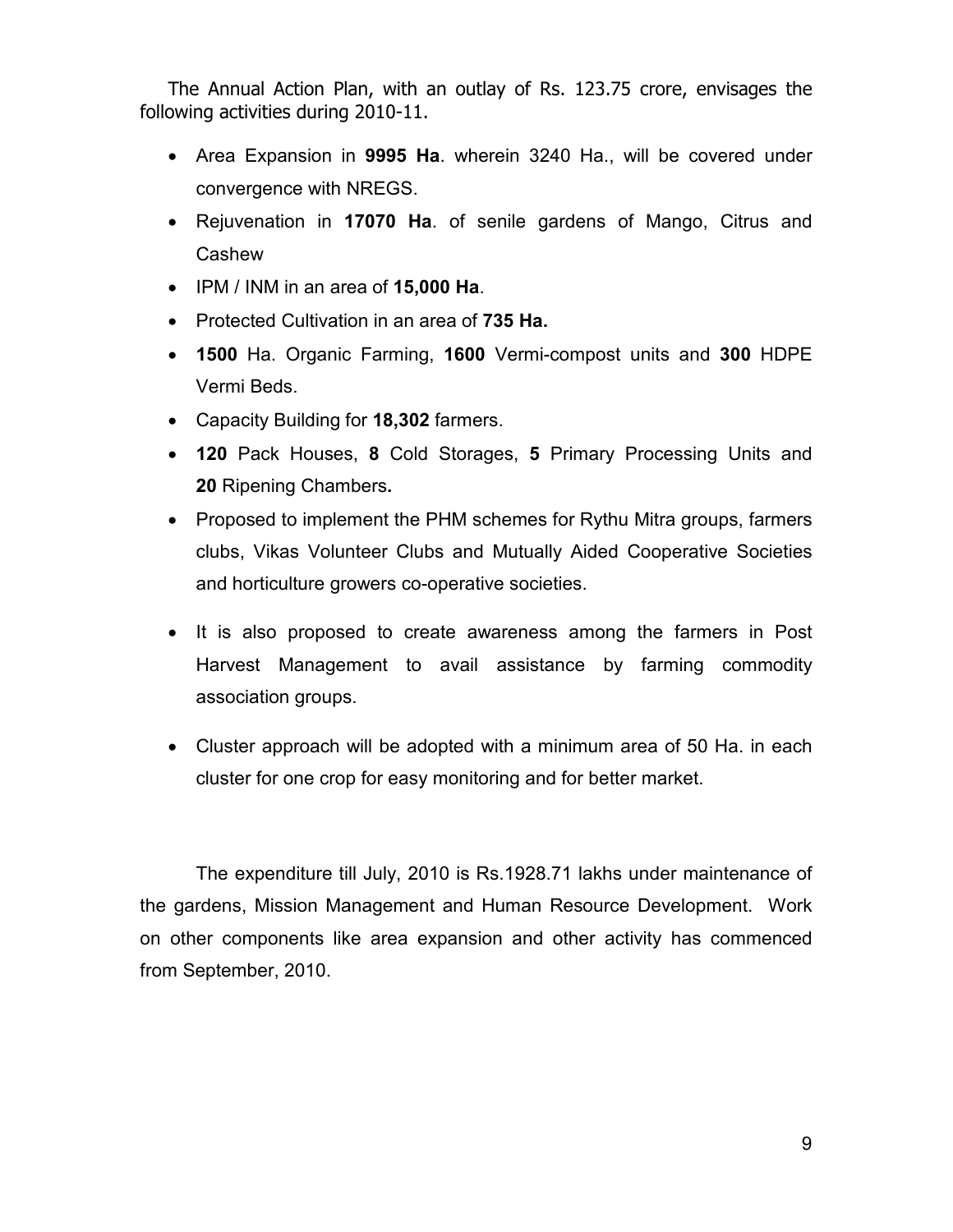The Annual Action Plan, with an outlay of Rs. 123.75 crore, envisages the following activities during 2010-11.

- Area Expansion in **9995 Ha**. wherein 3240 Ha., will be covered under convergence with NREGS.
- Rejuvenation in **17070 Ha**. of senile gardens of Mango, Citrus and Cashew
- IPM / INM in an area of **15,000 Ha**.
- Protected Cultivation in an area of **735 Ha.**
- **1500** Ha. Organic Farming, **1600** Vermi-compost units and **300** HDPE Vermi Beds.
- Capacity Building for **18,302** farmers.
- **120** Pack Houses, **8** Cold Storages, **5** Primary Processing Units and **20** Ripening Chambers**.**
- Proposed to implement the PHM schemes for Rythu Mitra groups, farmers clubs, Vikas Volunteer Clubs and Mutually Aided Cooperative Societies and horticulture growers co-operative societies.
- It is also proposed to create awareness among the farmers in Post Harvest Management to avail assistance by farming commodity association groups.
- Cluster approach will be adopted with a minimum area of 50 Ha. in each cluster for one crop for easy monitoring and for better market.

The expenditure till July, 2010 is Rs.1928.71 lakhs under maintenance of the gardens, Mission Management and Human Resource Development. Work on other components like area expansion and other activity has commenced from September, 2010.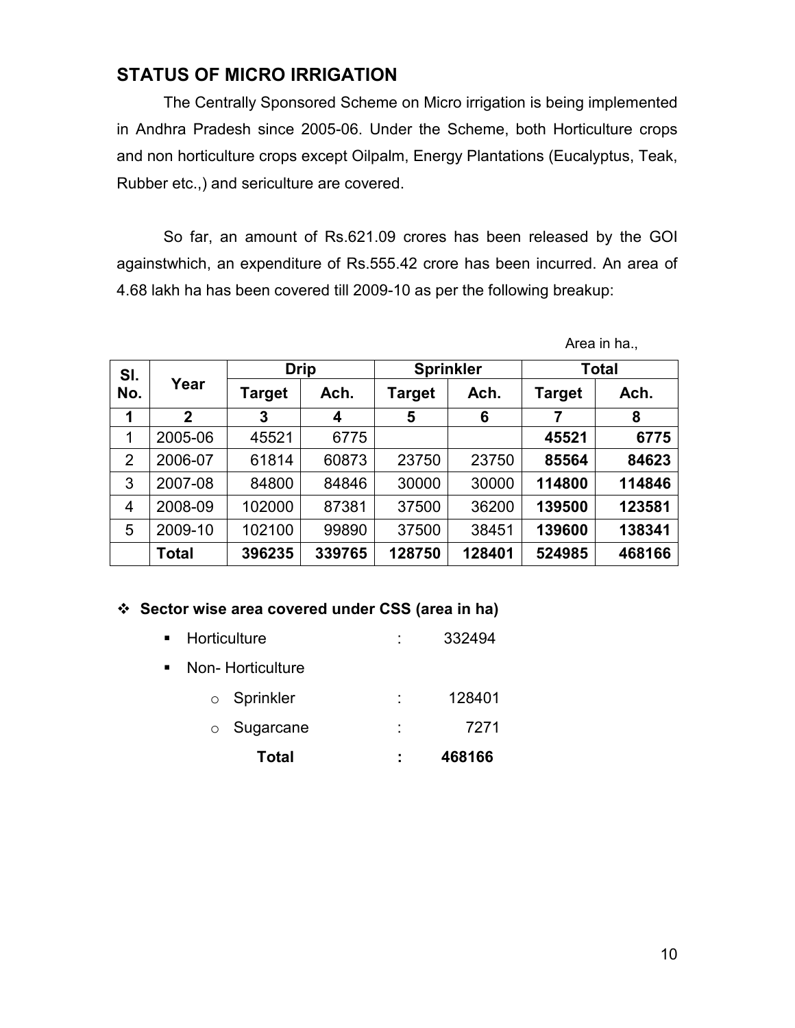## STATUS OF MICRO IRRIGATION

The Centrally Sponsored Scheme on Micro irrigation is being implemented in Andhra Pradesh since 2005-06. Under the Scheme, both Horticulture crops and non horticulture crops except Oilpalm, Energy Plantations (Eucalyptus, Teak, Rubber etc.,) and sericulture are covered.

So far, an amount of Rs.621.09 crores has been released by the GOI againstwhich, an expenditure of Rs.555.42 crore has been incurred. An area of 4.68 lakh ha has been covered till 2009-10 as per the following breakup:

Area in ha.,

| Sl. No. | Year | Drip | | Sprinkler | | Total | |
|---|---|---|---|---|---|---|---|
| | | Target | Ach. | Target | Ach. | Target | Ach. |
| **1** | **2** | **3** | **4** | **5** | **6** | **7** | **8** |
| 1 | 2005-06 | 45521 | 6775 | | | **45521** | **6775** |
| 2 | 2006-07 | 61814 | 60873 | 23750 | 23750 | **85564** | **84623** |
| 3 | 2007-08 | 84800 | 84846 | 30000 | 30000 | **114800** | **114846** |
| 4 | 2008-09 | 102000 | 87381 | 37500 | 36200 | **139500** | **123581** |
| 5 | 2009-10 | 102100 | 99890 | 37500 | 38451 | **139600** | **138341** |
| | **Total** | **396235** | **339765** | **128750** | **128401** | **524985** | **468166** |

- **Sector wise area covered under CSS (area in ha)**
  - Horticulture : 332494
  - Non- Horticulture
    - Sprinkler : 128401
    - Sugarcane : 7271

    **Total : 468166**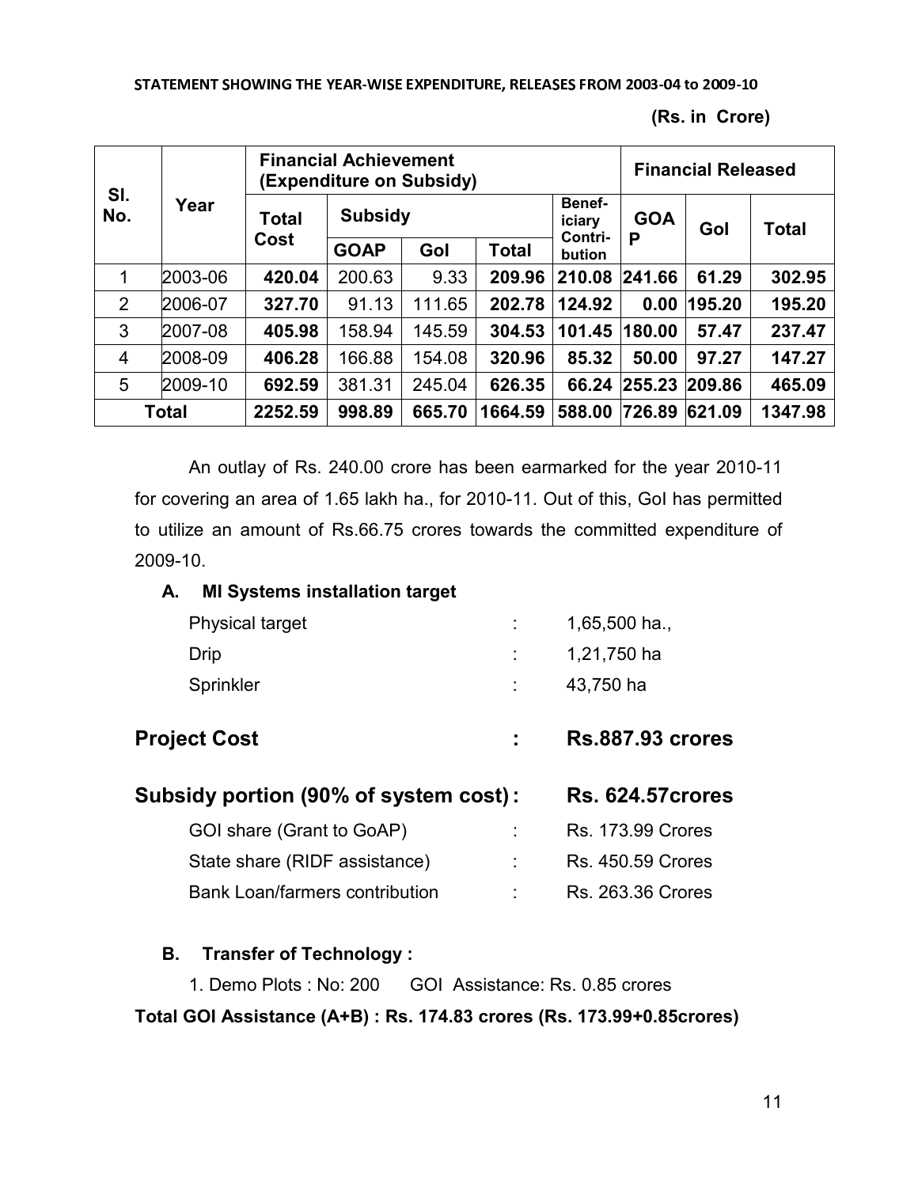STATEMENT SHOWING THE YEAR-WISE EXPENDITURE, RELEASES FROM 2003-04 to 2009-10

(Rs. in Crore)

| Sl. No. | Year | Financial Achievement (Expenditure on Subsidy) | | | | | Financial Released | | |
|---|---|---|---|---|---|---|---|---|---|
| | | Total Cost | Subsidy | | | Benef-iciary Contri-bution | GOAP | GoI | Total |
| | | | GOAP | GoI | Total | | | | |
| 1 | 2003-06 | **420.04** | 200.63 | 9.33 | **209.96** | **210.08** | **241.66** | **61.29** | **302.95** |
| 2 | 2006-07 | **327.70** | 91.13 | 111.65 | **202.78** | **124.92** | **0.00** | **195.20** | **195.20** |
| 3 | 2007-08 | **405.98** | 158.94 | 145.59 | **304.53** | **101.45** | **180.00** | **57.47** | **237.47** |
| 4 | 2008-09 | **406.28** | 166.88 | 154.08 | **320.96** | **85.32** | **50.00** | **97.27** | **147.27** |
| 5 | 2009-10 | **692.59** | 381.31 | 245.04 | **626.35** | **66.24** | **255.23** | **209.86** | **465.09** |
| **Total** | | **2252.59** | **998.89** | **665.70** | **1664.59** | **588.00** | **726.89** | **621.09** | **1347.98** |

An outlay of Rs. 240.00 crore has been earmarked for the year 2010-11 for covering an area of 1.65 lakh ha., for 2010-11. Out of this, GoI has permitted to utilize an amount of Rs.66.75 crores towards the committed expenditure of 2009-10.

**A. MI Systems installation target**

Physical target : 1,65,500 ha.,

Drip : 1,21,750 ha

Sprinkler : 43,750 ha

**Project Cost : Rs.887.93 crores**

**Subsidy portion (90% of system cost) : Rs. 624.57crores**

GOI share (Grant to GoAP) : Rs. 173.99 Crores

State share (RIDF assistance) : Rs. 450.59 Crores

Bank Loan/farmers contribution : Rs. 263.36 Crores

**B. Transfer of Technology :**

1. Demo Plots : No: 200 GOI Assistance: Rs. 0.85 crores

**Total GOI Assistance (A+B) : Rs. 174.83 crores (Rs. 173.99+0.85crores)**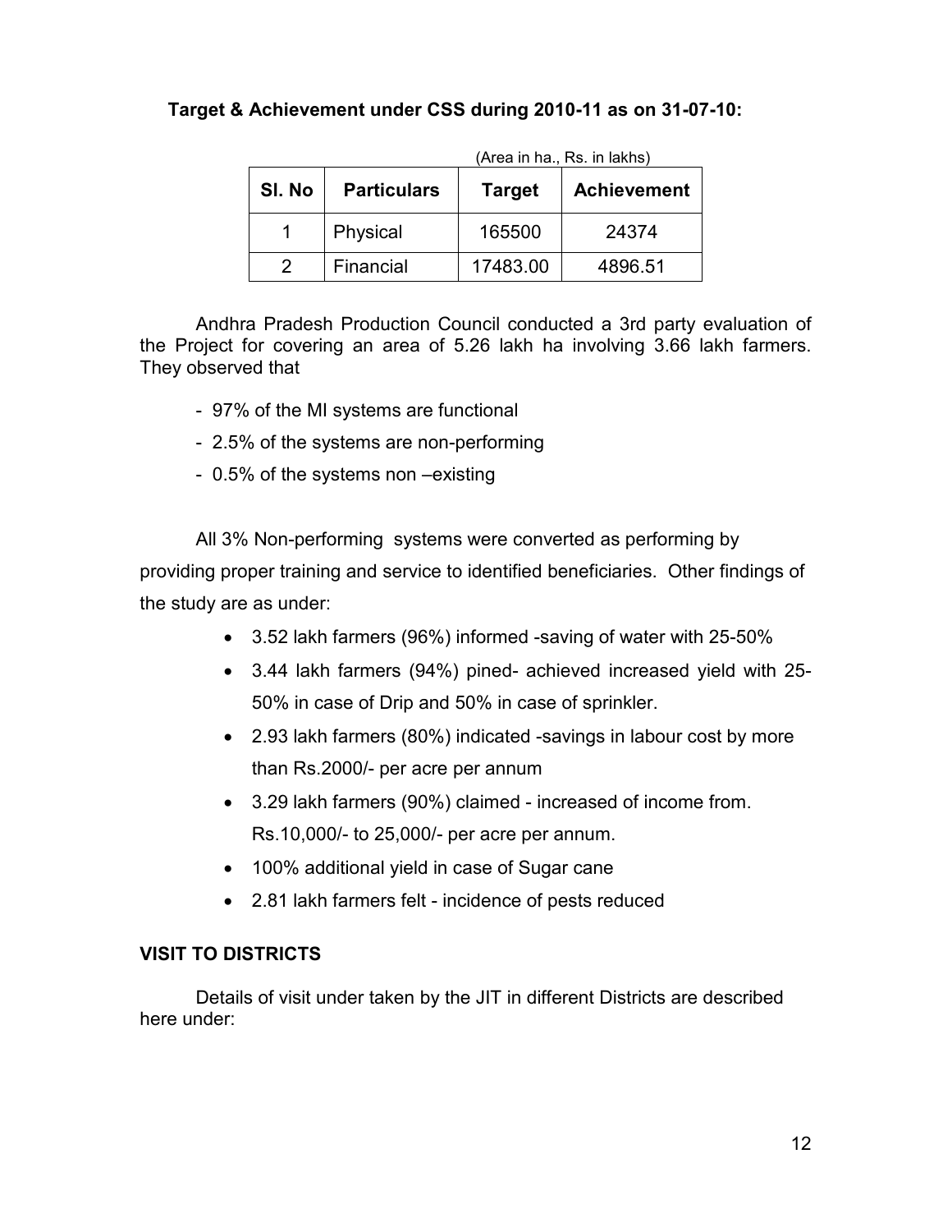**Target & Achievement under CSS during 2010-11 as on 31-07-10:**

(Area in ha., Rs. in lakhs)

| Sl. No | Particulars | Target | Achievement |
|---|---|---|---|
| 1 | Physical | 165500 | 24374 |
| 2 | Financial | 17483.00 | 4896.51 |

Andhra Pradesh Production Council conducted a 3rd party evaluation of the Project for covering an area of 5.26 lakh ha involving 3.66 lakh farmers. They observed that

- 97% of the MI systems are functional
- 2.5% of the systems are non-performing
- 0.5% of the systems non –existing

All 3% Non-performing systems were converted as performing by providing proper training and service to identified beneficiaries. Other findings of the study are as under:

- 3.52 lakh farmers (96%) informed -saving of water with 25-50%
- 3.44 lakh farmers (94%) pined- achieved increased yield with 25-50% in case of Drip and 50% in case of sprinkler.
- 2.93 lakh farmers (80%) indicated -savings in labour cost by more than Rs.2000/- per acre per annum
- 3.29 lakh farmers (90%) claimed - increased of income from. Rs.10,000/- to 25,000/- per acre per annum.
- 100% additional yield in case of Sugar cane
- 2.81 lakh farmers felt - incidence of pests reduced

**VISIT TO DISTRICTS**

Details of visit under taken by the JIT in different Districts are described here under: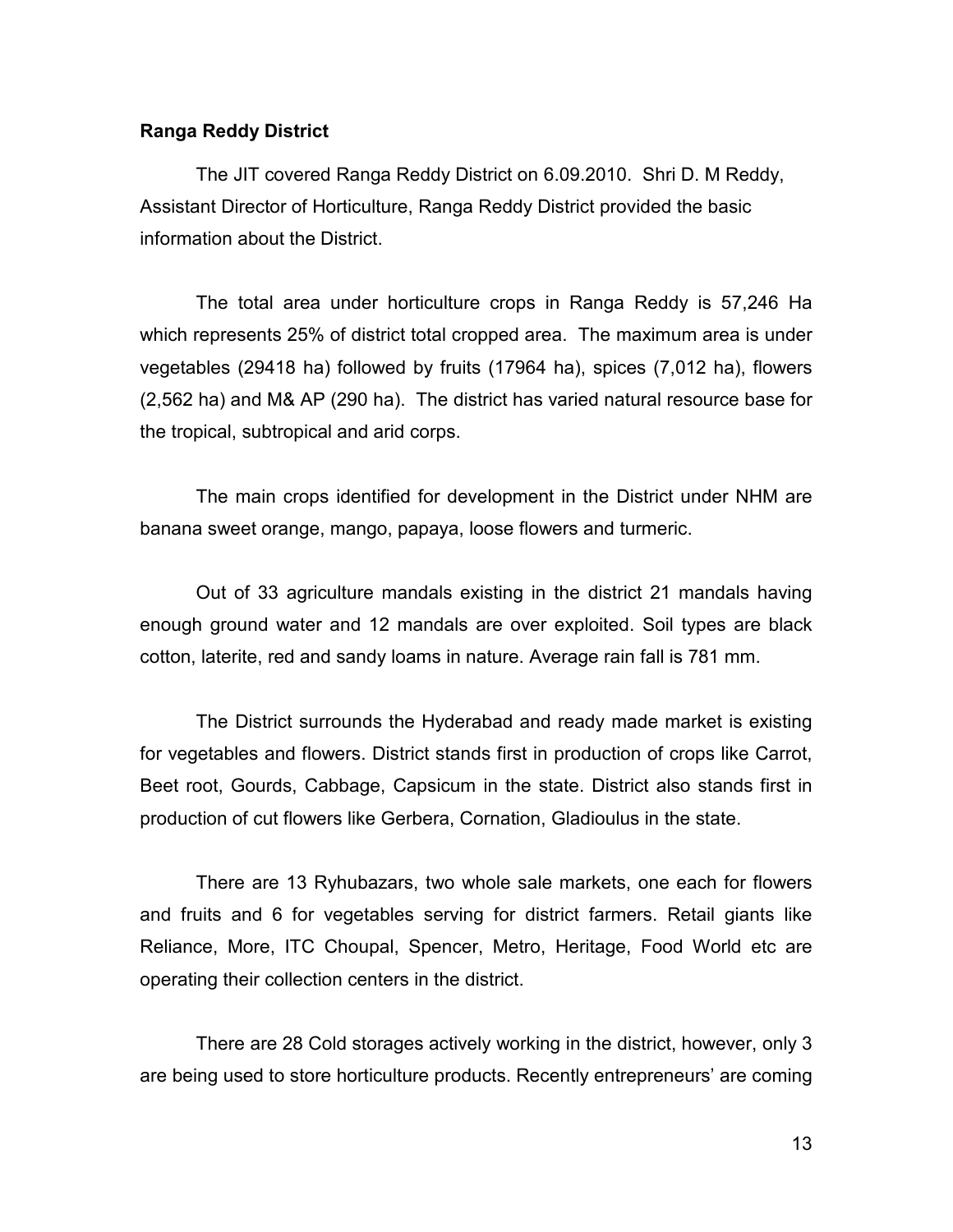**Ranga Reddy District**

The JIT covered Ranga Reddy District on 6.09.2010. Shri D. M Reddy, Assistant Director of Horticulture, Ranga Reddy District provided the basic information about the District.

The total area under horticulture crops in Ranga Reddy is 57,246 Ha which represents 25% of district total cropped area. The maximum area is under vegetables (29418 ha) followed by fruits (17964 ha), spices (7,012 ha), flowers (2,562 ha) and M& AP (290 ha). The district has varied natural resource base for the tropical, subtropical and arid corps.

The main crops identified for development in the District under NHM are banana sweet orange, mango, papaya, loose flowers and turmeric.

Out of 33 agriculture mandals existing in the district 21 mandals having enough ground water and 12 mandals are over exploited. Soil types are black cotton, laterite, red and sandy loams in nature. Average rain fall is 781 mm.

The District surrounds the Hyderabad and ready made market is existing for vegetables and flowers. District stands first in production of crops like Carrot, Beet root, Gourds, Cabbage, Capsicum in the state. District also stands first in production of cut flowers like Gerbera, Cornation, Gladioulus in the state.

There are 13 Ryhubazars, two whole sale markets, one each for flowers and fruits and 6 for vegetables serving for district farmers. Retail giants like Reliance, More, ITC Choupal, Spencer, Metro, Heritage, Food World etc are operating their collection centers in the district.

There are 28 Cold storages actively working in the district, however, only 3 are being used to store horticulture products. Recently entrepreneurs' are coming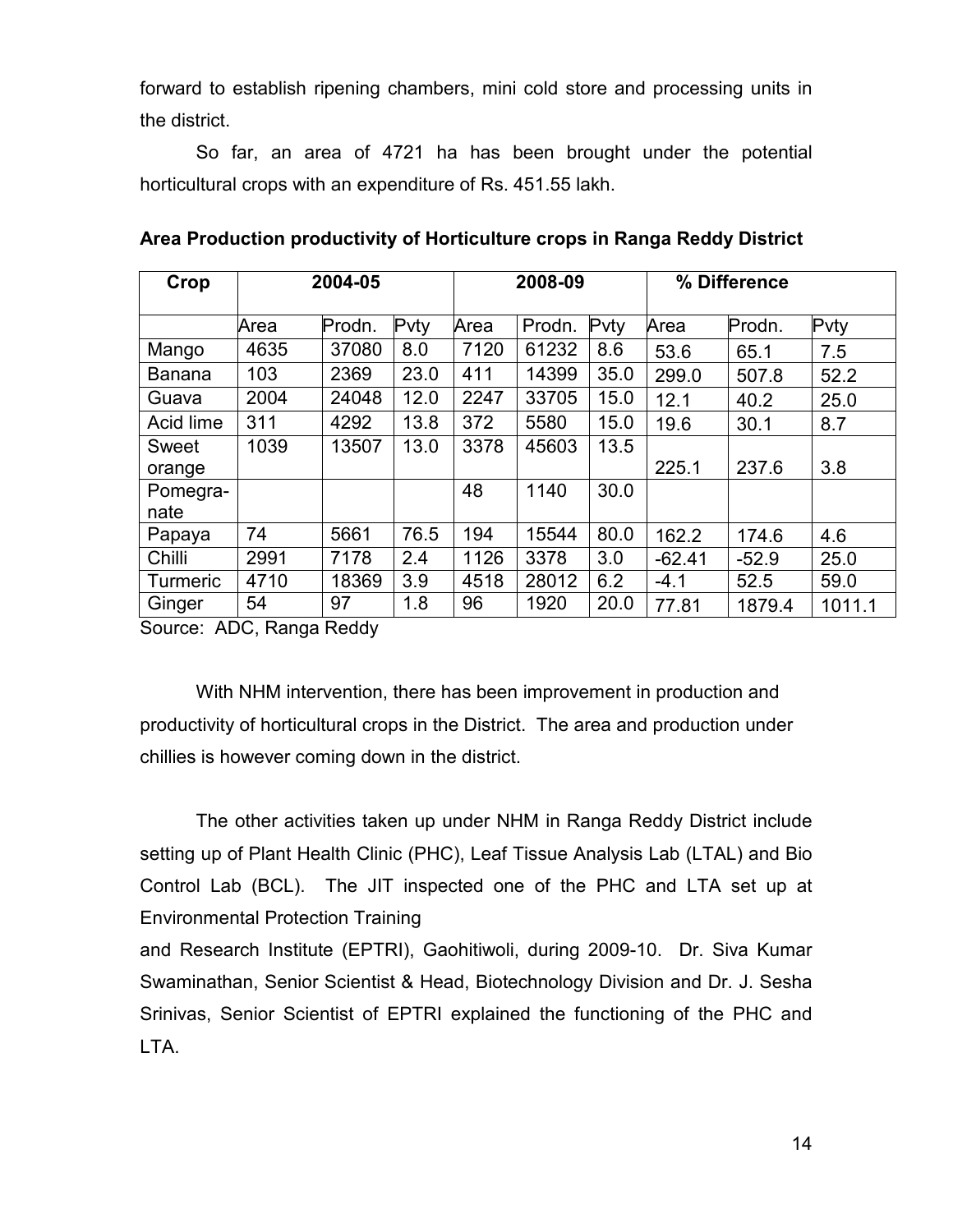forward to establish ripening chambers, mini cold store and processing units in the district.

So far, an area of 4721 ha has been brought under the potential horticultural crops with an expenditure of Rs. 451.55 lakh.

**Area Production productivity of Horticulture crops in Ranga Reddy District**

| Crop | 2004-05 | | | 2008-09 | | | % Difference | | |
|---|---|---|---|---|---|---|---|---|---|
| | Area | Prodn. | Pvty | Area | Prodn. | Pvty | Area | Prodn. | Pvty |
| Mango | 4635 | 37080 | 8.0 | 7120 | 61232 | 8.6 | 53.6 | 65.1 | 7.5 |
| Banana | 103 | 2369 | 23.0 | 411 | 14399 | 35.0 | 299.0 | 507.8 | 52.2 |
| Guava | 2004 | 24048 | 12.0 | 2247 | 33705 | 15.0 | 12.1 | 40.2 | 25.0 |
| Acid lime | 311 | 4292 | 13.8 | 372 | 5580 | 15.0 | 19.6 | 30.1 | 8.7 |
| Sweet orange | 1039 | 13507 | 13.0 | 3378 | 45603 | 13.5 | 225.1 | 237.6 | 3.8 |
| Pomegra-nate | | | | 48 | 1140 | 30.0 | | | |
| Papaya | 74 | 5661 | 76.5 | 194 | 15544 | 80.0 | 162.2 | 174.6 | 4.6 |
| Chilli | 2991 | 7178 | 2.4 | 1126 | 3378 | 3.0 | -62.41 | -52.9 | 25.0 |
| Turmeric | 4710 | 18369 | 3.9 | 4518 | 28012 | 6.2 | -4.1 | 52.5 | 59.0 |
| Ginger | 54 | 97 | 1.8 | 96 | 1920 | 20.0 | 77.81 | 1879.4 | 1011.1 |

Source: ADC, Ranga Reddy

With NHM intervention, there has been improvement in production and productivity of horticultural crops in the District. The area and production under chillies is however coming down in the district.

The other activities taken up under NHM in Ranga Reddy District include setting up of Plant Health Clinic (PHC), Leaf Tissue Analysis Lab (LTAL) and Bio Control Lab (BCL). The JIT inspected one of the PHC and LTA set up at Environmental Protection Training and Research Institute (EPTRI), Gaohitiwoli, during 2009-10. Dr. Siva Kumar Swaminathan, Senior Scientist & Head, Biotechnology Division and Dr. J. Sesha Srinivas, Senior Scientist of EPTRI explained the functioning of the PHC and LTA.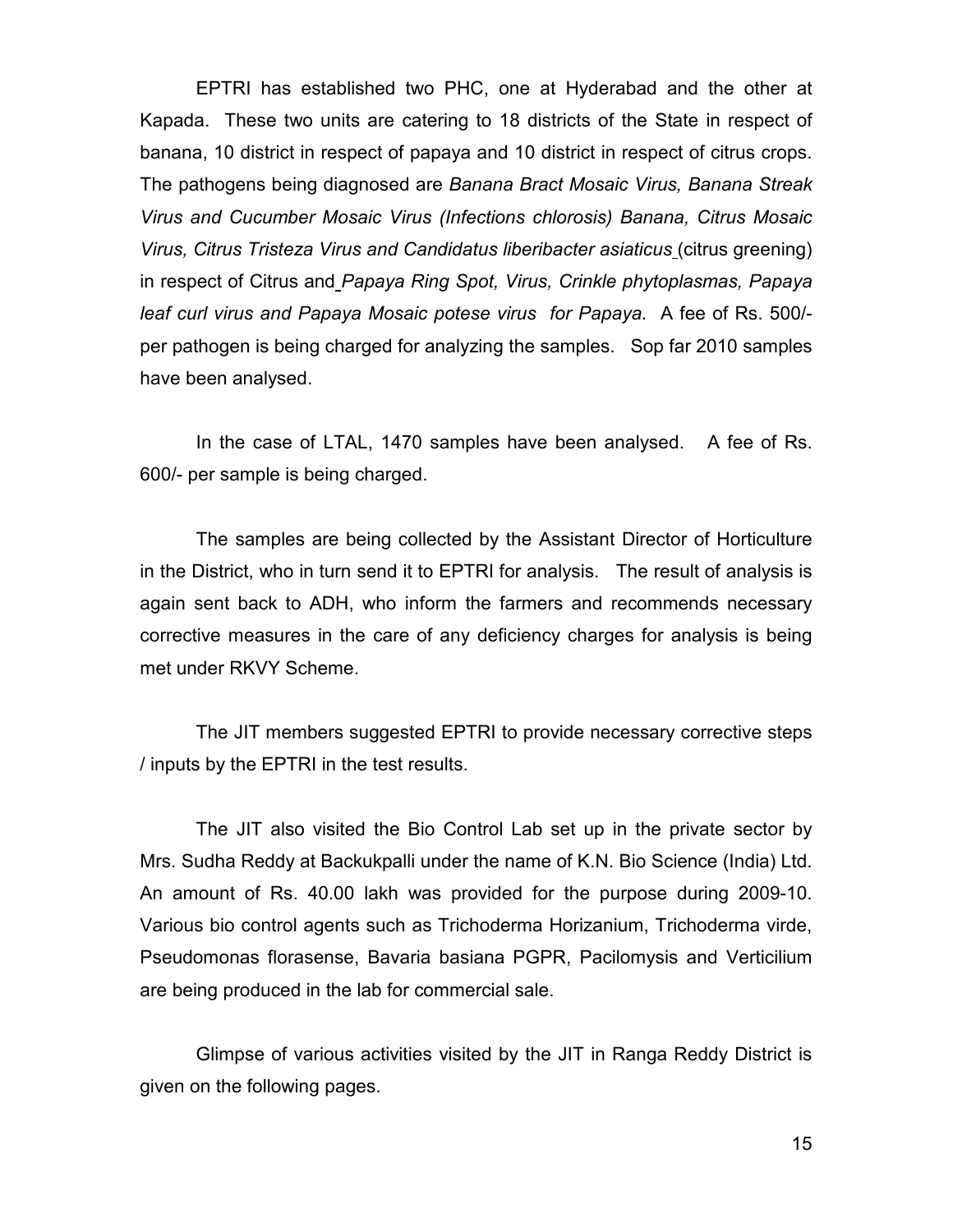EPTRI has established two PHC, one at Hyderabad and the other at Kapada. These two units are catering to 18 districts of the State in respect of banana, 10 district in respect of papaya and 10 district in respect of citrus crops. The pathogens being diagnosed are *Banana Bract Mosaic Virus, Banana Streak Virus and Cucumber Mosaic Virus (Infections chlorosis) Banana, Citrus Mosaic Virus, Citrus Tristeza Virus and Candidatus liberibacter asiaticus* (citrus greening) in respect of Citrus and *Papaya Ring Spot, Virus, Crinkle phytoplasmas, Papaya leaf curl virus and Papaya Mosaic potese virus for Papaya.* A fee of Rs. 500/- per pathogen is being charged for analyzing the samples. Sop far 2010 samples have been analysed.

In the case of LTAL, 1470 samples have been analysed. A fee of Rs. 600/- per sample is being charged.

The samples are being collected by the Assistant Director of Horticulture in the District, who in turn send it to EPTRI for analysis. The result of analysis is again sent back to ADH, who inform the farmers and recommends necessary corrective measures in the care of any deficiency charges for analysis is being met under RKVY Scheme.

The JIT members suggested EPTRI to provide necessary corrective steps / inputs by the EPTRI in the test results.

The JIT also visited the Bio Control Lab set up in the private sector by Mrs. Sudha Reddy at Backukpalli under the name of K.N. Bio Science (India) Ltd. An amount of Rs. 40.00 lakh was provided for the purpose during 2009-10. Various bio control agents such as Trichoderma Horizanium, Trichoderma virde, Pseudomonas florasense, Bavaria basiana PGPR, Pacilomysis and Verticilium are being produced in the lab for commercial sale.

Glimpse of various activities visited by the JIT in Ranga Reddy District is given on the following pages.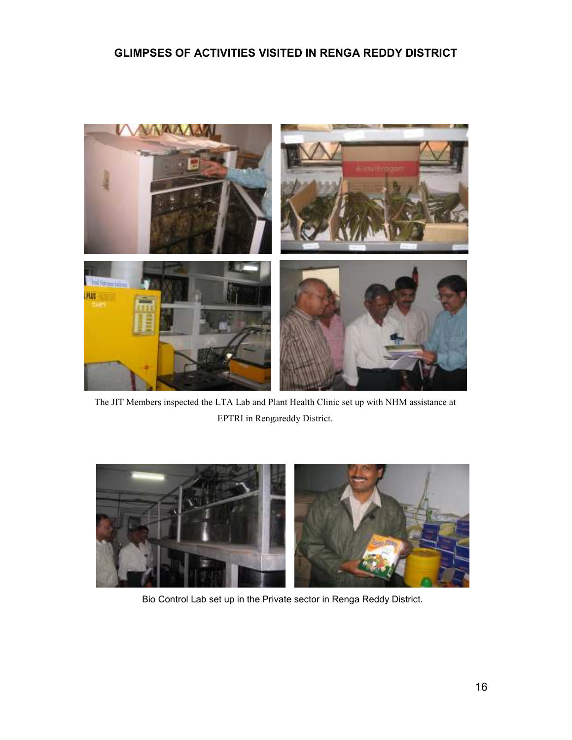# GLIMPSES OF ACTIVITIES VISITED IN RENGA REDDY DISTRICT

The JIT Members inspected the LTA Lab and Plant Health Clinic set up with NHM assistance at EPTRI in Rengareddy District.

Bio Control Lab set up in the Private sector in Renga Reddy District.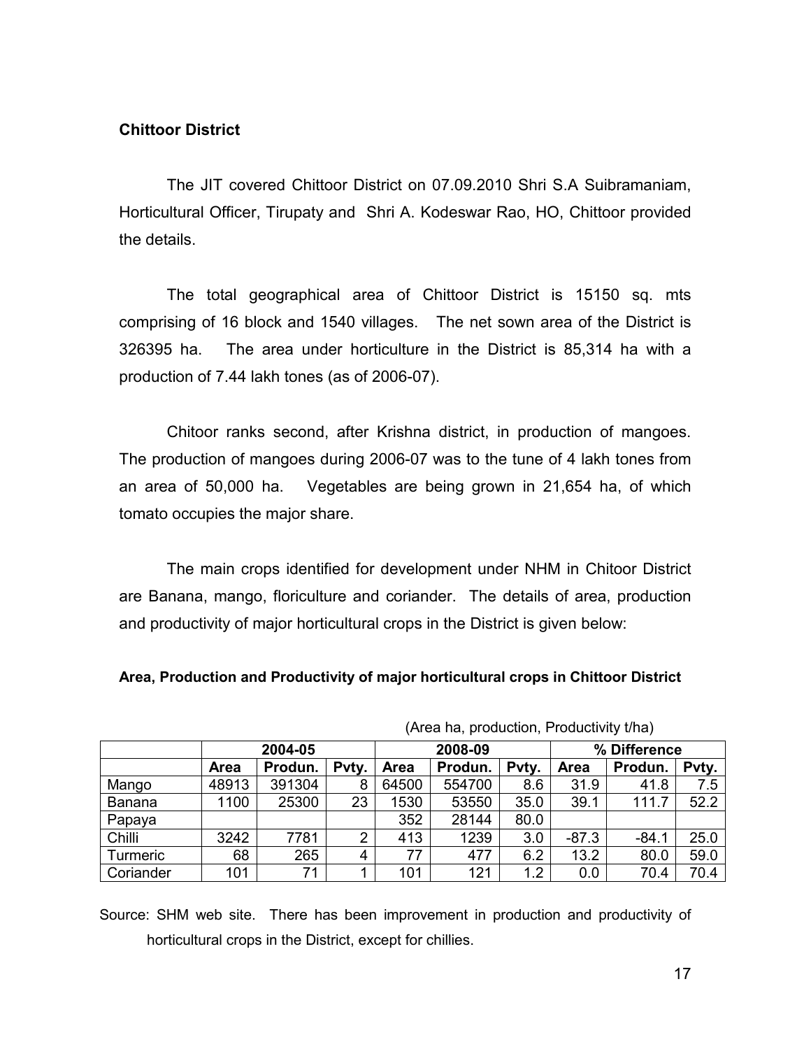**Chittoor District**

The JIT covered Chittoor District on 07.09.2010 Shri S.A Suibramaniam, Horticultural Officer, Tirupaty and Shri A. Kodeswar Rao, HO, Chittoor provided the details.

The total geographical area of Chittoor District is 15150 sq. mts comprising of 16 block and 1540 villages. The net sown area of the District is 326395 ha. The area under horticulture in the District is 85,314 ha with a production of 7.44 lakh tones (as of 2006-07).

Chitoor ranks second, after Krishna district, in production of mangoes. The production of mangoes during 2006-07 was to the tune of 4 lakh tones from an area of 50,000 ha. Vegetables are being grown in 21,654 ha, of which tomato occupies the major share.

The main crops identified for development under NHM in Chitoor District are Banana, mango, floriculture and coriander. The details of area, production and productivity of major horticultural crops in the District is given below:

**Area, Production and Productivity of major horticultural crops in Chittoor District**

(Area ha, production, Productivity t/ha)

| | 2004-05 | | | 2008-09 | | | % Difference | | |
|---|---|---|---|---|---|---|---|---|---|
| | **Area** | **Produn.** | **Pvty.** | **Area** | **Produn.** | **Pvty.** | **Area** | **Produn.** | **Pvty.** |
| Mango | 48913 | 391304 | 8 | 64500 | 554700 | 8.6 | 31.9 | 41.8 | 7.5 |
| Banana | 1100 | 25300 | 23 | 1530 | 53550 | 35.0 | 39.1 | 111.7 | 52.2 |
| Papaya | | | | 352 | 28144 | 80.0 | | | |
| Chilli | 3242 | 7781 | 2 | 413 | 1239 | 3.0 | -87.3 | -84.1 | 25.0 |
| Turmeric | 68 | 265 | 4 | 77 | 477 | 6.2 | 13.2 | 80.0 | 59.0 |
| Coriander | 101 | 71 | 1 | 101 | 121 | 1.2 | 0.0 | 70.4 | 70.4 |

Source: SHM web site. There has been improvement in production and productivity of horticultural crops in the District, except for chillies.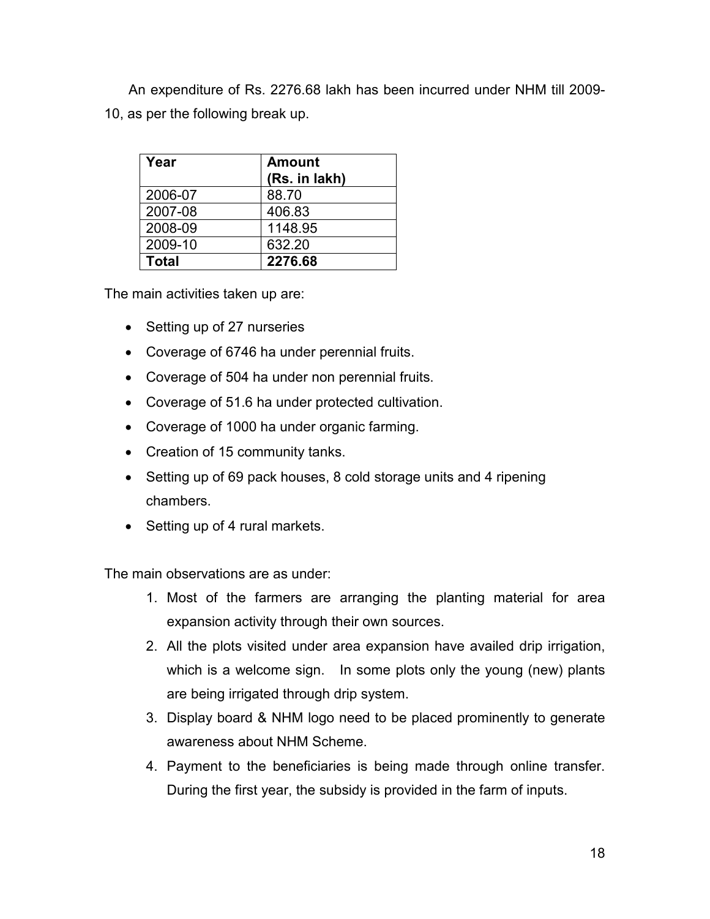An expenditure of Rs. 2276.68 lakh has been incurred under NHM till 2009-10, as per the following break up.

| Year | Amount (Rs. in lakh) |
|---|---|
| 2006-07 | 88.70 |
| 2007-08 | 406.83 |
| 2008-09 | 1148.95 |
| 2009-10 | 632.20 |
| **Total** | **2276.68** |

The main activities taken up are:

- Setting up of 27 nurseries
- Coverage of 6746 ha under perennial fruits.
- Coverage of 504 ha under non perennial fruits.
- Coverage of 51.6 ha under protected cultivation.
- Coverage of 1000 ha under organic farming.
- Creation of 15 community tanks.
- Setting up of 69 pack houses, 8 cold storage units and 4 ripening chambers.
- Setting up of 4 rural markets.

The main observations are as under:

1. Most of the farmers are arranging the planting material for area expansion activity through their own sources.
2. All the plots visited under area expansion have availed drip irrigation, which is a welcome sign. In some plots only the young (new) plants are being irrigated through drip system.
3. Display board & NHM logo need to be placed prominently to generate awareness about NHM Scheme.
4. Payment to the beneficiaries is being made through online transfer. During the first year, the subsidy is provided in the farm of inputs.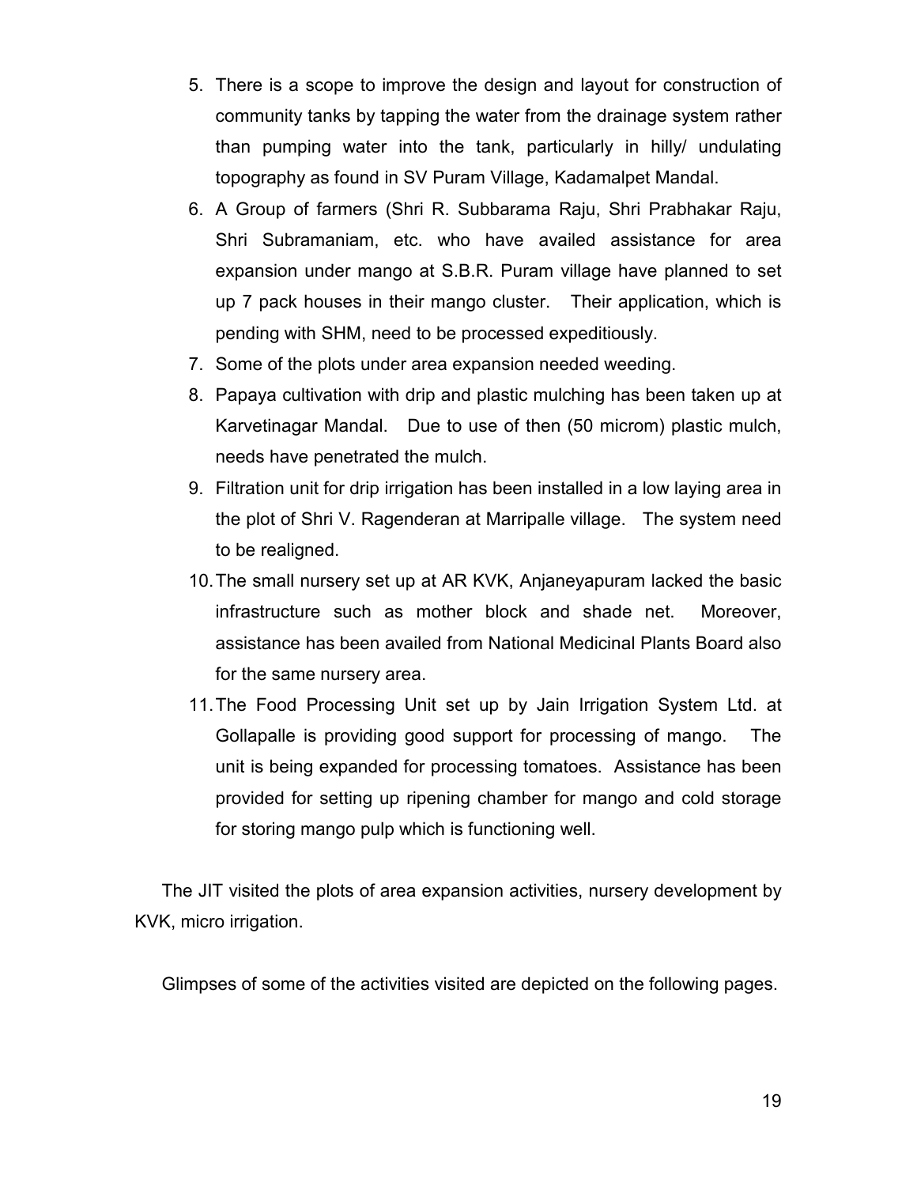5. There is a scope to improve the design and layout for construction of community tanks by tapping the water from the drainage system rather than pumping water into the tank, particularly in hilly/ undulating topography as found in SV Puram Village, Kadamalpet Mandal.
6. A Group of farmers (Shri R. Subbarama Raju, Shri Prabhakar Raju, Shri Subramaniam, etc. who have availed assistance for area expansion under mango at S.B.R. Puram village have planned to set up 7 pack houses in their mango cluster. Their application, which is pending with SHM, need to be processed expeditiously.
7. Some of the plots under area expansion needed weeding.
8. Papaya cultivation with drip and plastic mulching has been taken up at Karvetinagar Mandal. Due to use of then (50 microm) plastic mulch, needs have penetrated the mulch.
9. Filtration unit for drip irrigation has been installed in a low laying area in the plot of Shri V. Ragenderan at Marripalle village. The system need to be realigned.
10. The small nursery set up at AR KVK, Anjaneyapuram lacked the basic infrastructure such as mother block and shade net. Moreover, assistance has been availed from National Medicinal Plants Board also for the same nursery area.
11. The Food Processing Unit set up by Jain Irrigation System Ltd. at Gollapalle is providing good support for processing of mango. The unit is being expanded for processing tomatoes. Assistance has been provided for setting up ripening chamber for mango and cold storage for storing mango pulp which is functioning well.

The JIT visited the plots of area expansion activities, nursery development by KVK, micro irrigation.

Glimpses of some of the activities visited are depicted on the following pages.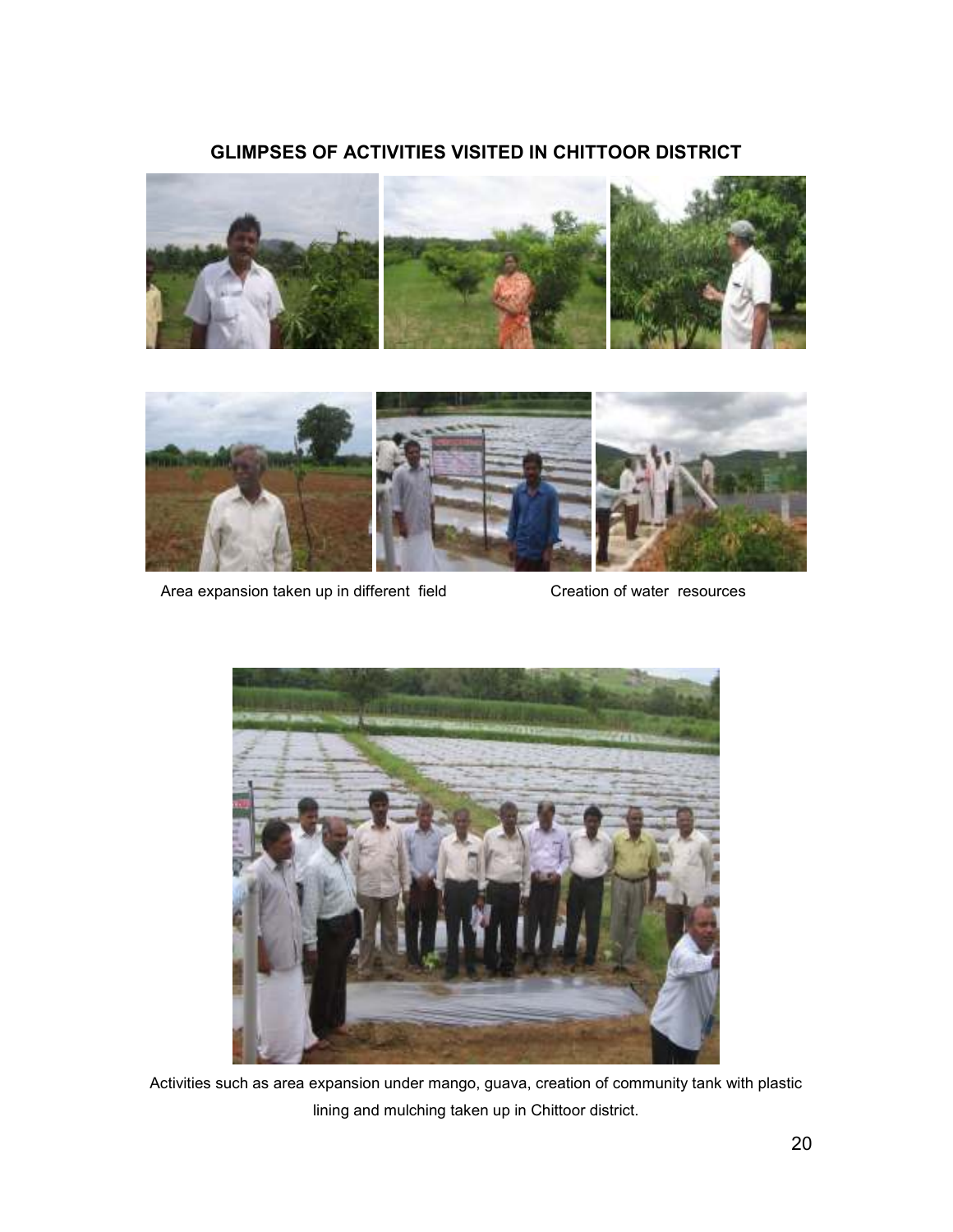## GLIMPSES OF ACTIVITIES VISITED IN CHITTOOR DISTRICT

Area expansion taken up in different field

Creation of water resources

Activities such as area expansion under mango, guava, creation of community tank with plastic lining and mulching taken up in Chittoor district.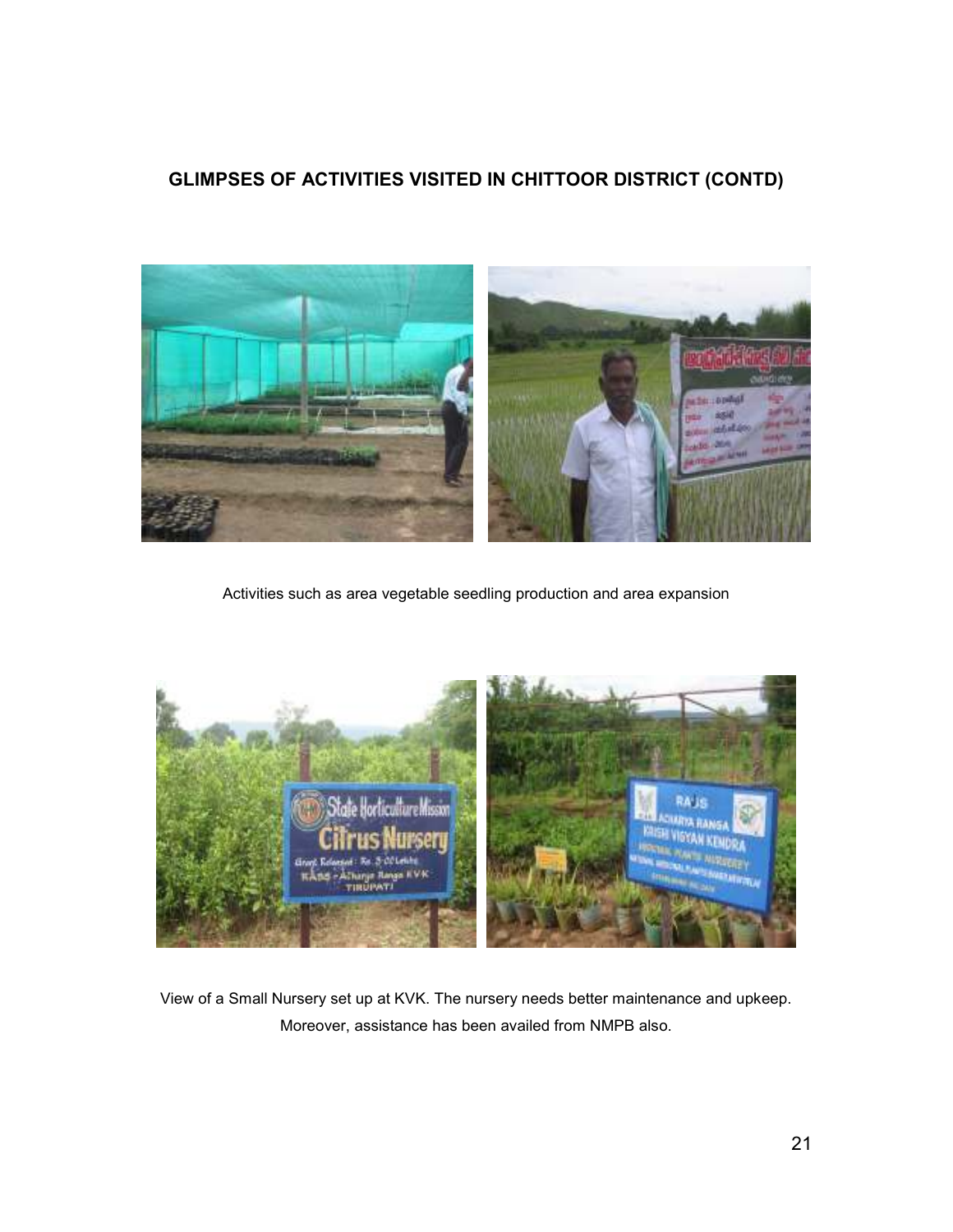## GLIMPSES OF ACTIVITIES VISITED IN CHITTOOR DISTRICT (CONTD)

Activities such as area vegetable seedling production and area expansion

View of a Small Nursery set up at KVK. The nursery needs better maintenance and upkeep. Moreover, assistance has been availed from NMPB also.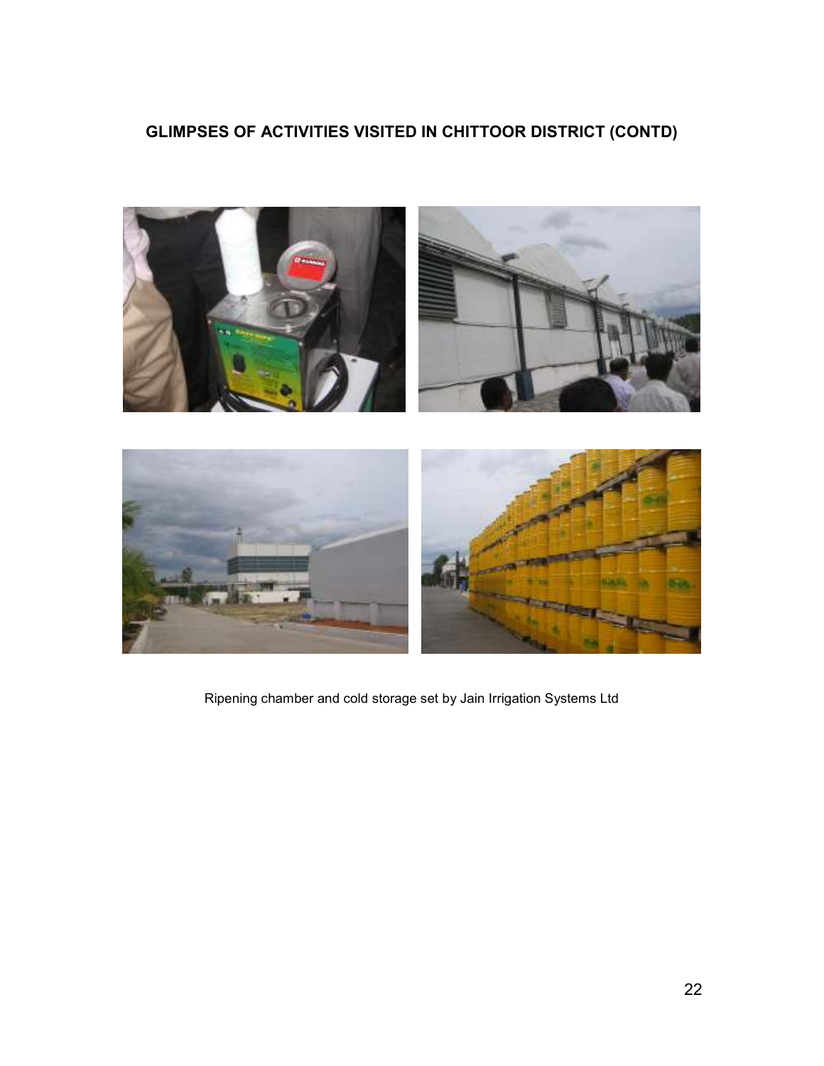## GLIMPSES OF ACTIVITIES VISITED IN CHITTOOR DISTRICT (CONTD)

Ripening chamber and cold storage set by Jain Irrigation Systems Ltd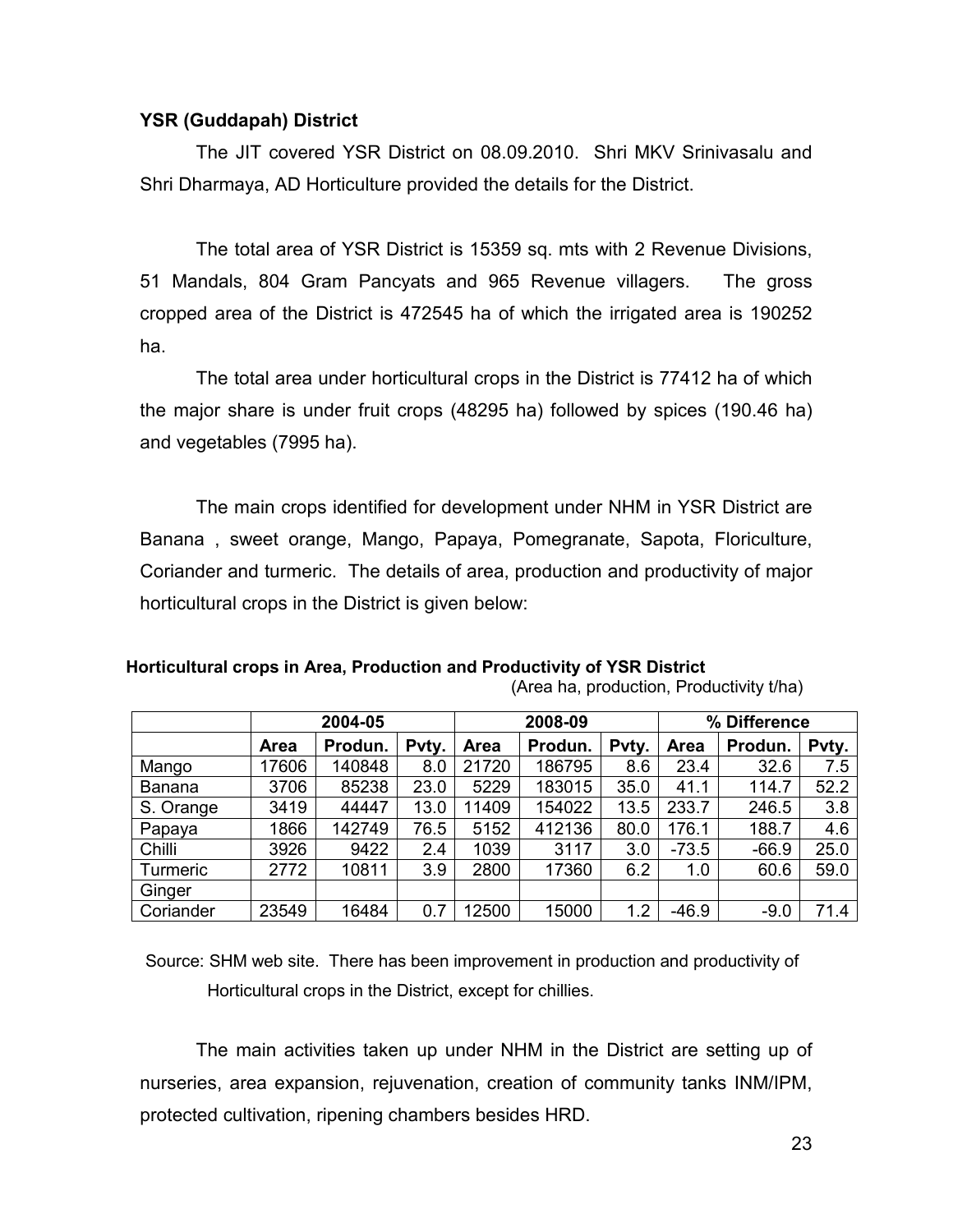**YSR (Guddapah) District**

The JIT covered YSR District on 08.09.2010. Shri MKV Srinivasalu and Shri Dharmaya, AD Horticulture provided the details for the District.

The total area of YSR District is 15359 sq. mts with 2 Revenue Divisions, 51 Mandals, 804 Gram Pancyats and 965 Revenue villagers. The gross cropped area of the District is 472545 ha of which the irrigated area is 190252 ha.

The total area under horticultural crops in the District is 77412 ha of which the major share is under fruit crops (48295 ha) followed by spices (190.46 ha) and vegetables (7995 ha).

The main crops identified for development under NHM in YSR District are Banana , sweet orange, Mango, Papaya, Pomegranate, Sapota, Floriculture, Coriander and turmeric. The details of area, production and productivity of major horticultural crops in the District is given below:

**Horticultural crops in Area, Production and Productivity of YSR District**

(Area ha, production, Productivity t/ha)

| | 2004-05 | | | 2008-09 | | | % Difference | | |
|---|---|---|---|---|---|---|---|---|---|
| | **Area** | **Produn.** | **Pvty.** | **Area** | **Produn.** | **Pvty.** | **Area** | **Produn.** | **Pvty.** |
| Mango | 17606 | 140848 | 8.0 | 21720 | 186795 | 8.6 | 23.4 | 32.6 | 7.5 |
| Banana | 3706 | 85238 | 23.0 | 5229 | 183015 | 35.0 | 41.1 | 114.7 | 52.2 |
| S. Orange | 3419 | 44447 | 13.0 | 11409 | 154022 | 13.5 | 233.7 | 246.5 | 3.8 |
| Papaya | 1866 | 142749 | 76.5 | 5152 | 412136 | 80.0 | 176.1 | 188.7 | 4.6 |
| Chilli | 3926 | 9422 | 2.4 | 1039 | 3117 | 3.0 | -73.5 | -66.9 | 25.0 |
| Turmeric | 2772 | 10811 | 3.9 | 2800 | 17360 | 6.2 | 1.0 | 60.6 | 59.0 |
| Ginger | | | | | | | | | |
| Coriander | 23549 | 16484 | 0.7 | 12500 | 15000 | 1.2 | -46.9 | -9.0 | 71.4 |

Source: SHM web site. There has been improvement in production and productivity of Horticultural crops in the District, except for chillies.

The main activities taken up under NHM in the District are setting up of nurseries, area expansion, rejuvenation, creation of community tanks INM/IPM, protected cultivation, ripening chambers besides HRD.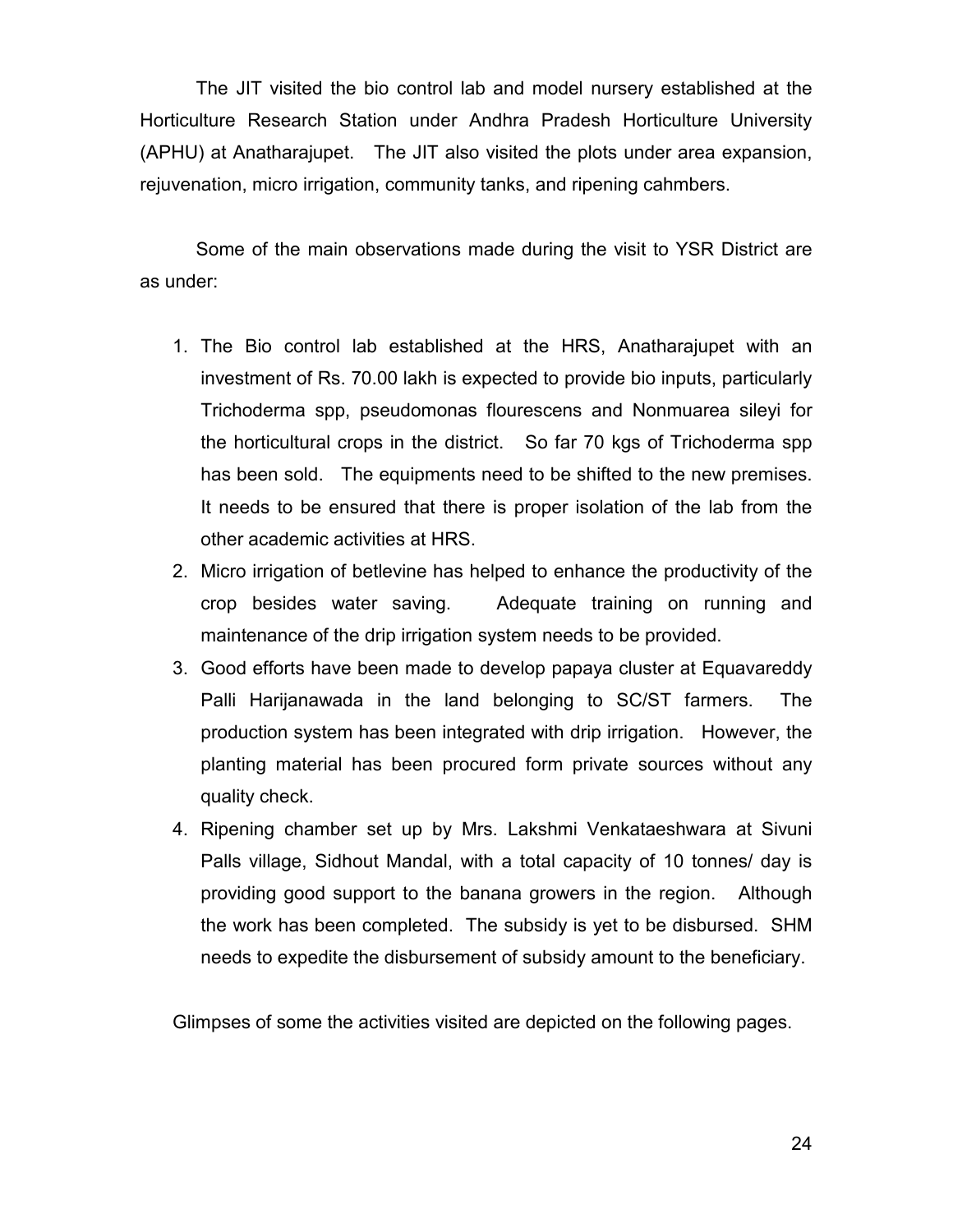The JIT visited the bio control lab and model nursery established at the Horticulture Research Station under Andhra Pradesh Horticulture University (APHU) at Anatharajupet. The JIT also visited the plots under area expansion, rejuvenation, micro irrigation, community tanks, and ripening cahmbers.

Some of the main observations made during the visit to YSR District are as under:

1. The Bio control lab established at the HRS, Anatharajupet with an investment of Rs. 70.00 lakh is expected to provide bio inputs, particularly Trichoderma spp, pseudomonas flourescens and Nonmuarea sileyi for the horticultural crops in the district. So far 70 kgs of Trichoderma spp has been sold. The equipments need to be shifted to the new premises. It needs to be ensured that there is proper isolation of the lab from the other academic activities at HRS.
2. Micro irrigation of betlevine has helped to enhance the productivity of the crop besides water saving. Adequate training on running and maintenance of the drip irrigation system needs to be provided.
3. Good efforts have been made to develop papaya cluster at Equavareddy Palli Harijanawada in the land belonging to SC/ST farmers. The production system has been integrated with drip irrigation. However, the planting material has been procured form private sources without any quality check.
4. Ripening chamber set up by Mrs. Lakshmi Venkataeshwara at Sivuni Palls village, Sidhout Mandal, with a total capacity of 10 tonnes/ day is providing good support to the banana growers in the region. Although the work has been completed. The subsidy is yet to be disbursed. SHM needs to expedite the disbursement of subsidy amount to the beneficiary.

Glimpses of some the activities visited are depicted on the following pages.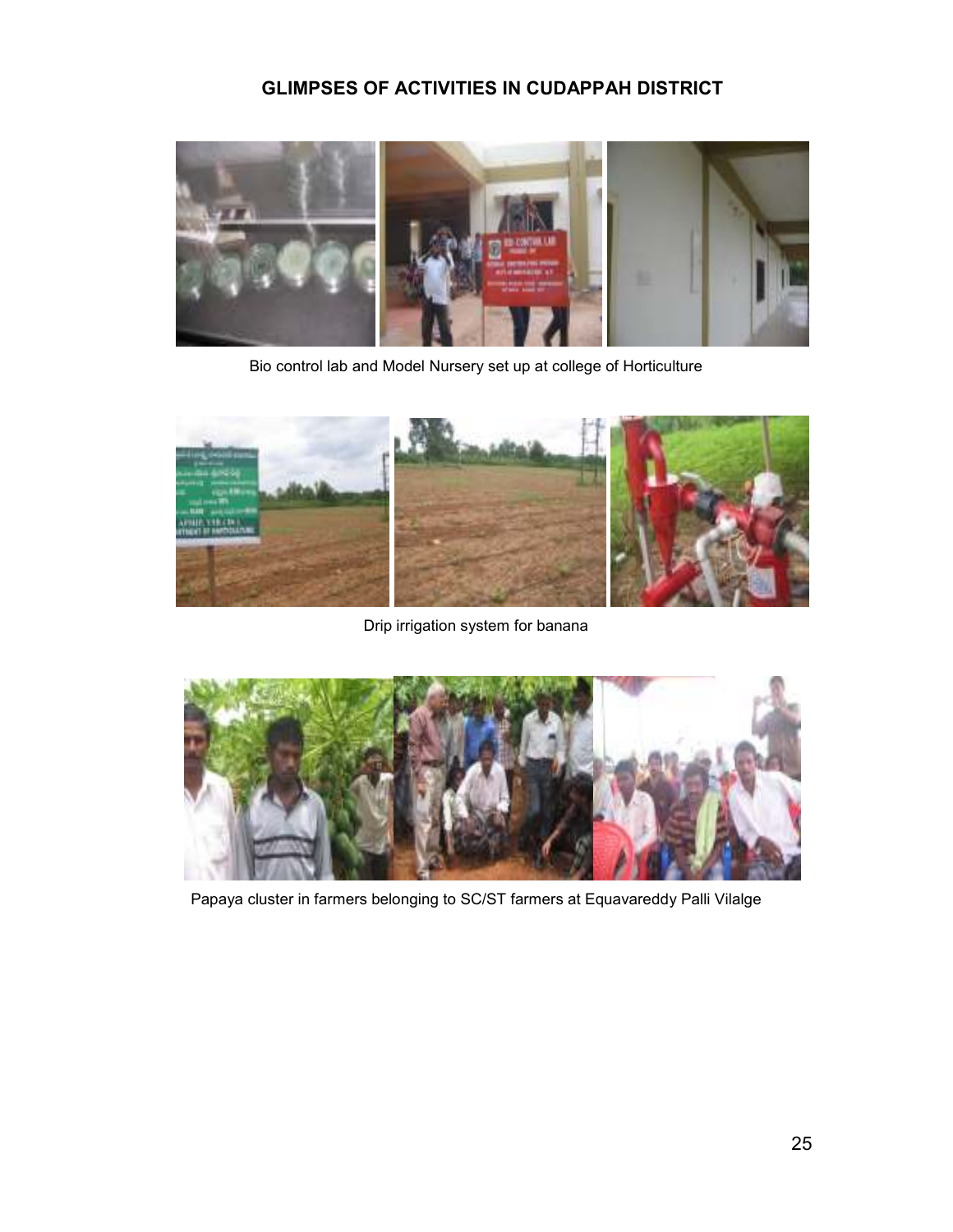## GLIMPSES OF ACTIVITIES IN CUDAPPAH DISTRICT

Bio control lab and Model Nursery set up at college of Horticulture

Drip irrigation system for banana

Papaya cluster in farmers belonging to SC/ST farmers at Equavareddy Palli Vilalge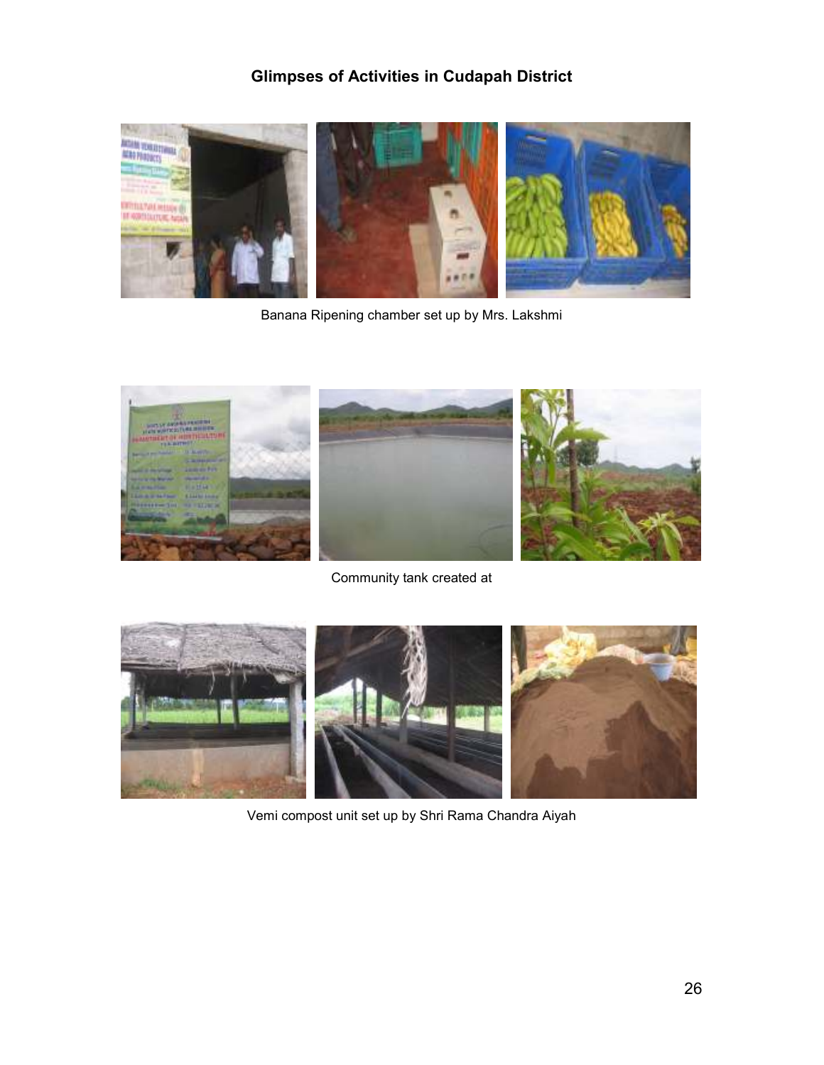## Glimpses of Activities in Cudapah District

Banana Ripening chamber set up by Mrs. Lakshmi

Community tank created at

Vemi compost unit set up by Shri Rama Chandra Aiyah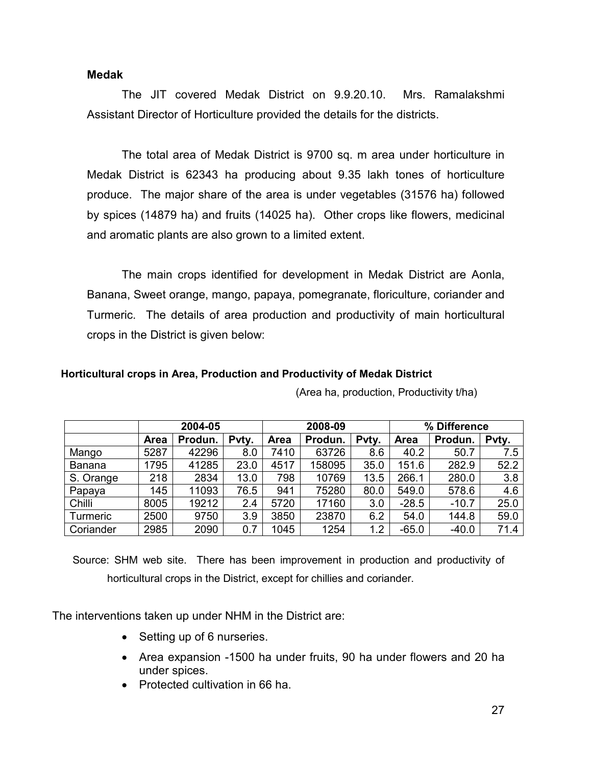**Medak**

The JIT covered Medak District on 9.9.20.10. Mrs. Ramalakshmi Assistant Director of Horticulture provided the details for the districts.

The total area of Medak District is 9700 sq. m area under horticulture in Medak District is 62343 ha producing about 9.35 lakh tones of horticulture produce. The major share of the area is under vegetables (31576 ha) followed by spices (14879 ha) and fruits (14025 ha). Other crops like flowers, medicinal and aromatic plants are also grown to a limited extent.

The main crops identified for development in Medak District are Aonla, Banana, Sweet orange, mango, papaya, pomegranate, floriculture, coriander and Turmeric. The details of area production and productivity of main horticultural crops in the District is given below:

**Horticultural crops in Area, Production and Productivity of Medak District**

(Area ha, production, Productivity t/ha)

| | 2004-05 | | | 2008-09 | | | % Difference | | |
|---|---|---|---|---|---|---|---|---|---|
| | **Area** | **Produn.** | **Pvty.** | **Area** | **Produn.** | **Pvty.** | **Area** | **Produn.** | **Pvty.** |
| Mango | 5287 | 42296 | 8.0 | 7410 | 63726 | 8.6 | 40.2 | 50.7 | 7.5 |
| Banana | 1795 | 41285 | 23.0 | 4517 | 158095 | 35.0 | 151.6 | 282.9 | 52.2 |
| S. Orange | 218 | 2834 | 13.0 | 798 | 10769 | 13.5 | 266.1 | 280.0 | 3.8 |
| Papaya | 145 | 11093 | 76.5 | 941 | 75280 | 80.0 | 549.0 | 578.6 | 4.6 |
| Chilli | 8005 | 19212 | 2.4 | 5720 | 17160 | 3.0 | -28.5 | -10.7 | 25.0 |
| Turmeric | 2500 | 9750 | 3.9 | 3850 | 23870 | 6.2 | 54.0 | 144.8 | 59.0 |
| Coriander | 2985 | 2090 | 0.7 | 1045 | 1254 | 1.2 | -65.0 | -40.0 | 71.4 |

Source: SHM web site. There has been improvement in production and productivity of horticultural crops in the District, except for chillies and coriander.

The interventions taken up under NHM in the District are:

- Setting up of 6 nurseries.
- Area expansion -1500 ha under fruits, 90 ha under flowers and 20 ha under spices.
- Protected cultivation in 66 ha.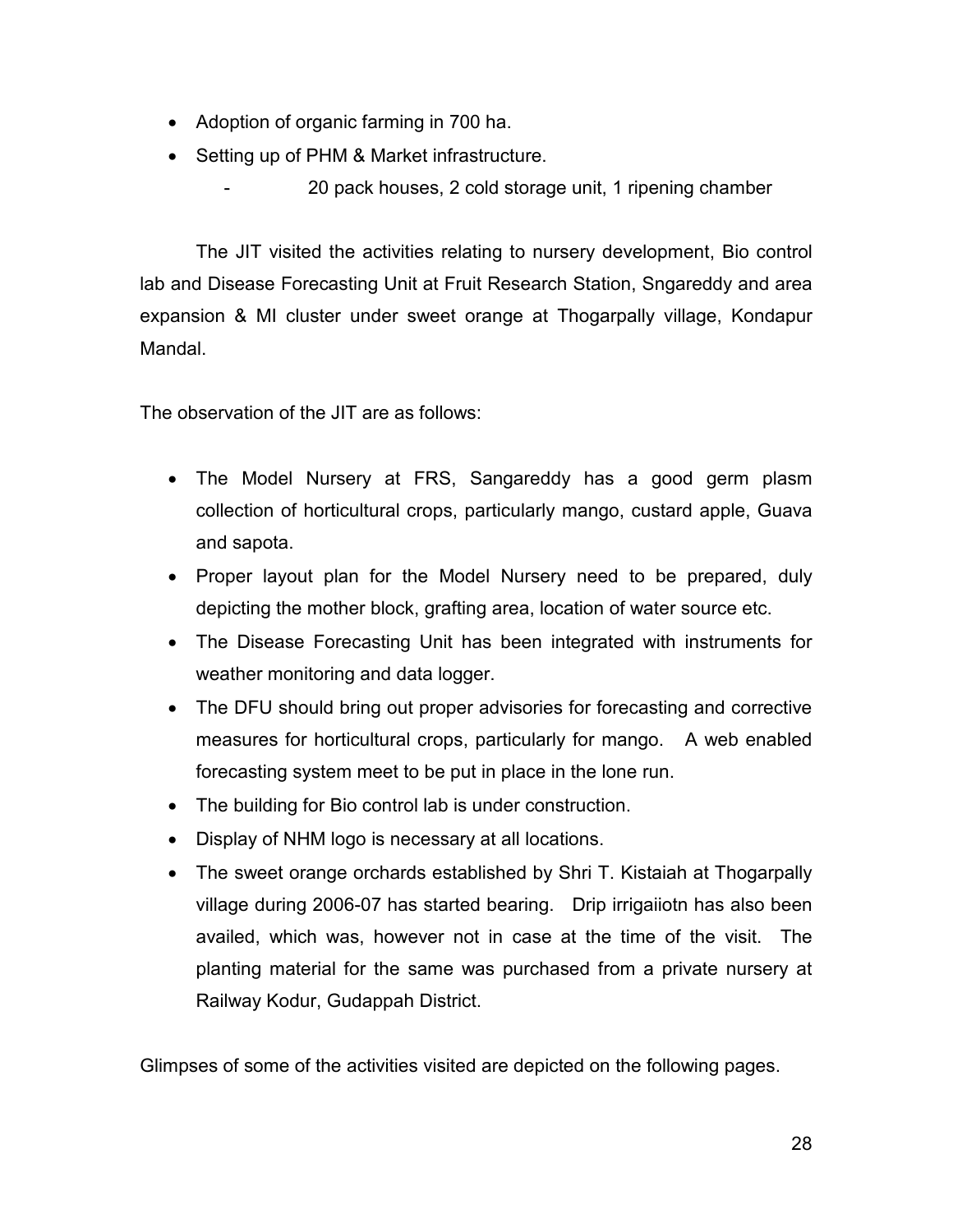- Adoption of organic farming in 700 ha.
- Setting up of PHM & Market infrastructure.
    - 20 pack houses, 2 cold storage unit, 1 ripening chamber

The JIT visited the activities relating to nursery development, Bio control lab and Disease Forecasting Unit at Fruit Research Station, Sngareddy and area expansion & MI cluster under sweet orange at Thogarpally village, Kondapur Mandal.

The observation of the JIT are as follows:

- The Model Nursery at FRS, Sangareddy has a good germ plasm collection of horticultural crops, particularly mango, custard apple, Guava and sapota.
- Proper layout plan for the Model Nursery need to be prepared, duly depicting the mother block, grafting area, location of water source etc.
- The Disease Forecasting Unit has been integrated with instruments for weather monitoring and data logger.
- The DFU should bring out proper advisories for forecasting and corrective measures for horticultural crops, particularly for mango. A web enabled forecasting system meet to be put in place in the lone run.
- The building for Bio control lab is under construction.
- Display of NHM logo is necessary at all locations.
- The sweet orange orchards established by Shri T. Kistaiah at Thogarpally village during 2006-07 has started bearing. Drip irrigaiiotn has also been availed, which was, however not in case at the time of the visit. The planting material for the same was purchased from a private nursery at Railway Kodur, Gudappah District.

Glimpses of some of the activities visited are depicted on the following pages.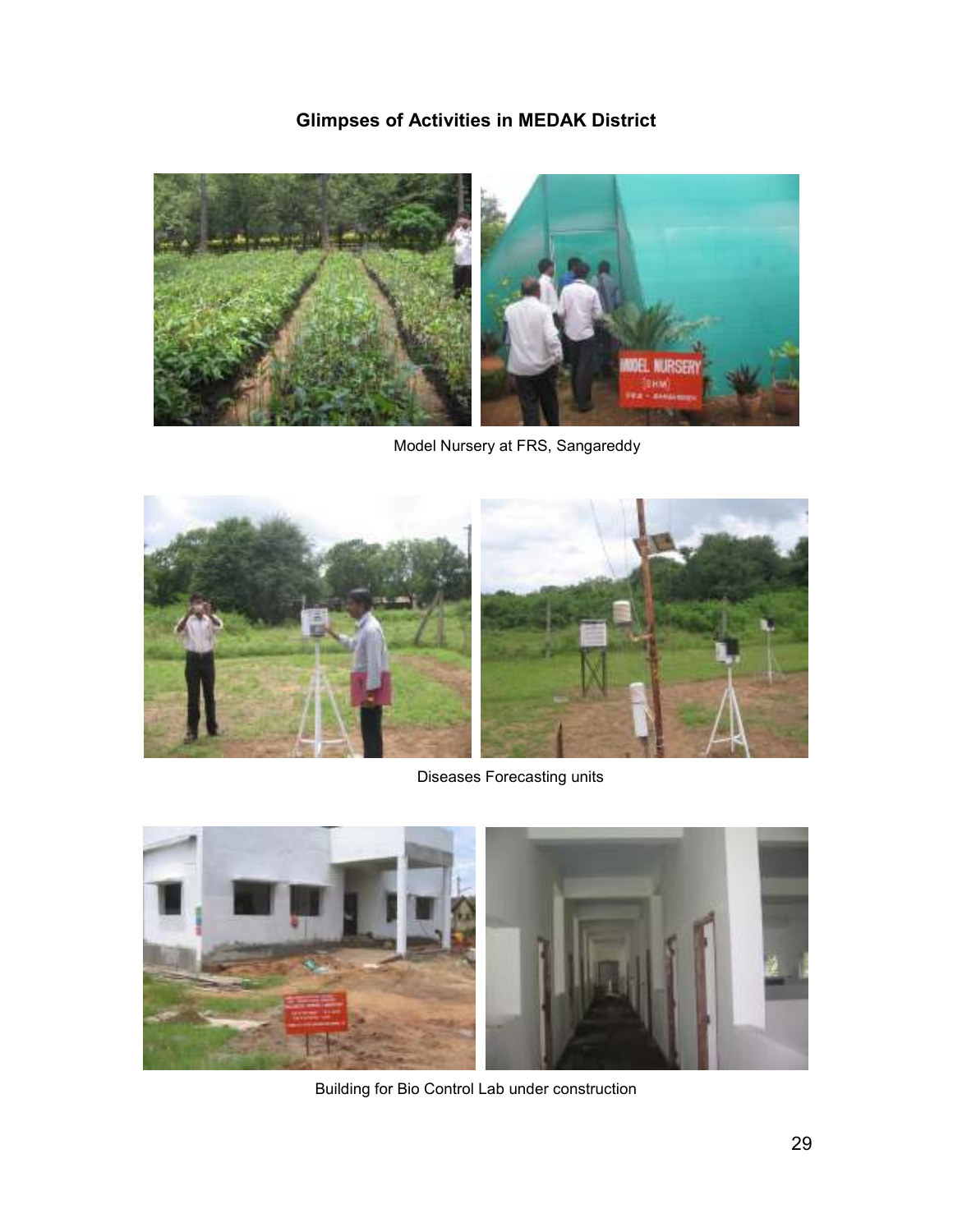## Glimpses of Activities in MEDAK District

Model Nursery at FRS, Sangareddy

Diseases Forecasting units

Building for Bio Control Lab under construction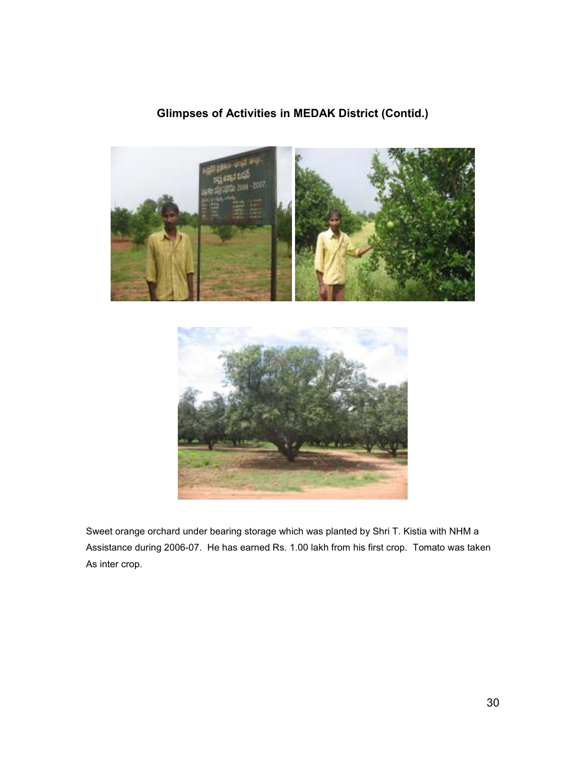## Glimpses of Activities in MEDAK District (Contid.)

Sweet orange orchard under bearing storage which was planted by Shri T. Kistia with NHM a Assistance during 2006-07. He has earned Rs. 1.00 lakh from his first crop. Tomato was taken As inter crop.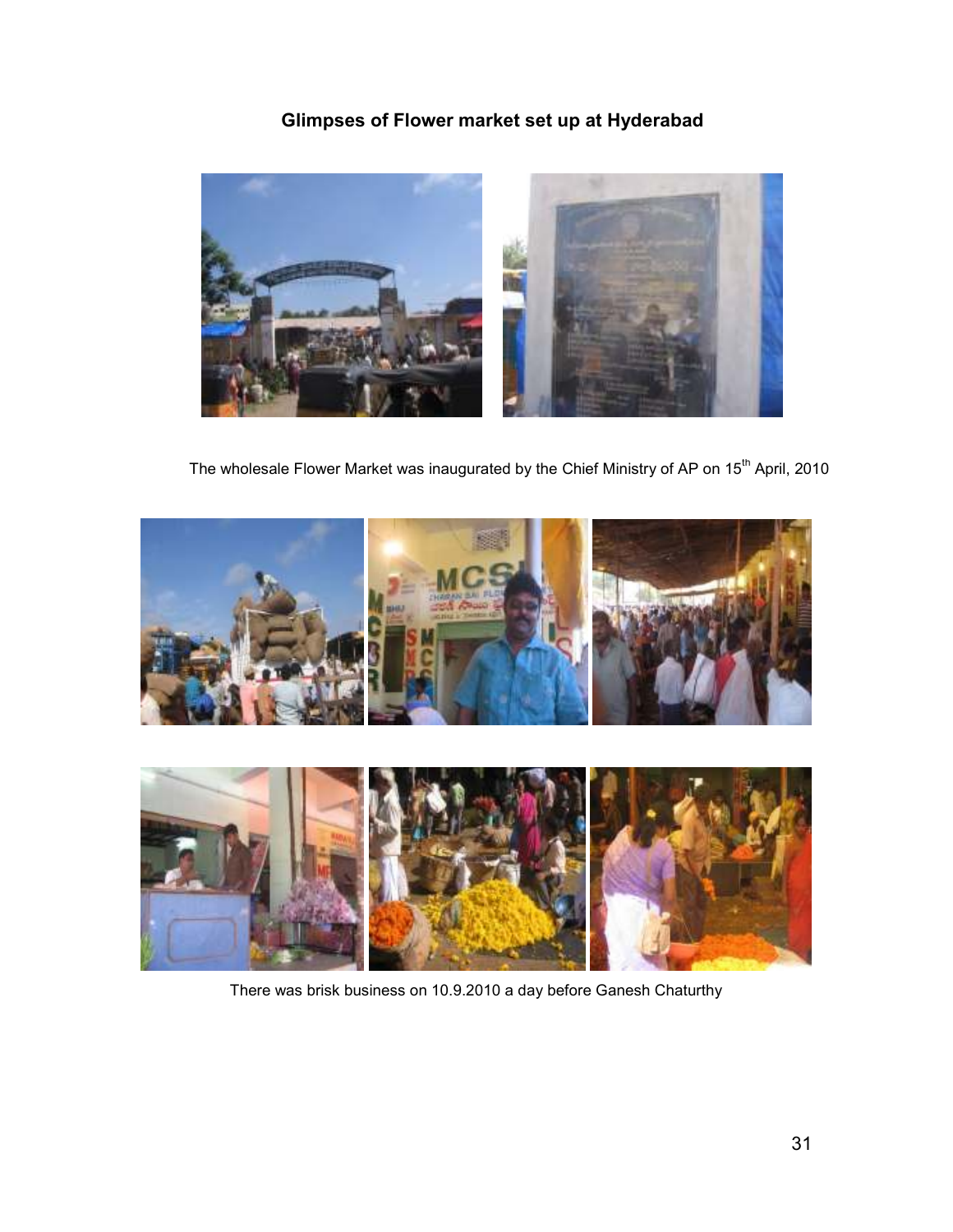**Glimpses of Flower market set up at Hyderabad**

The wholesale Flower Market was inaugurated by the Chief Ministry of AP on 15th April, 2010

There was brisk business on 10.9.2010 a day before Ganesh Chaturthy